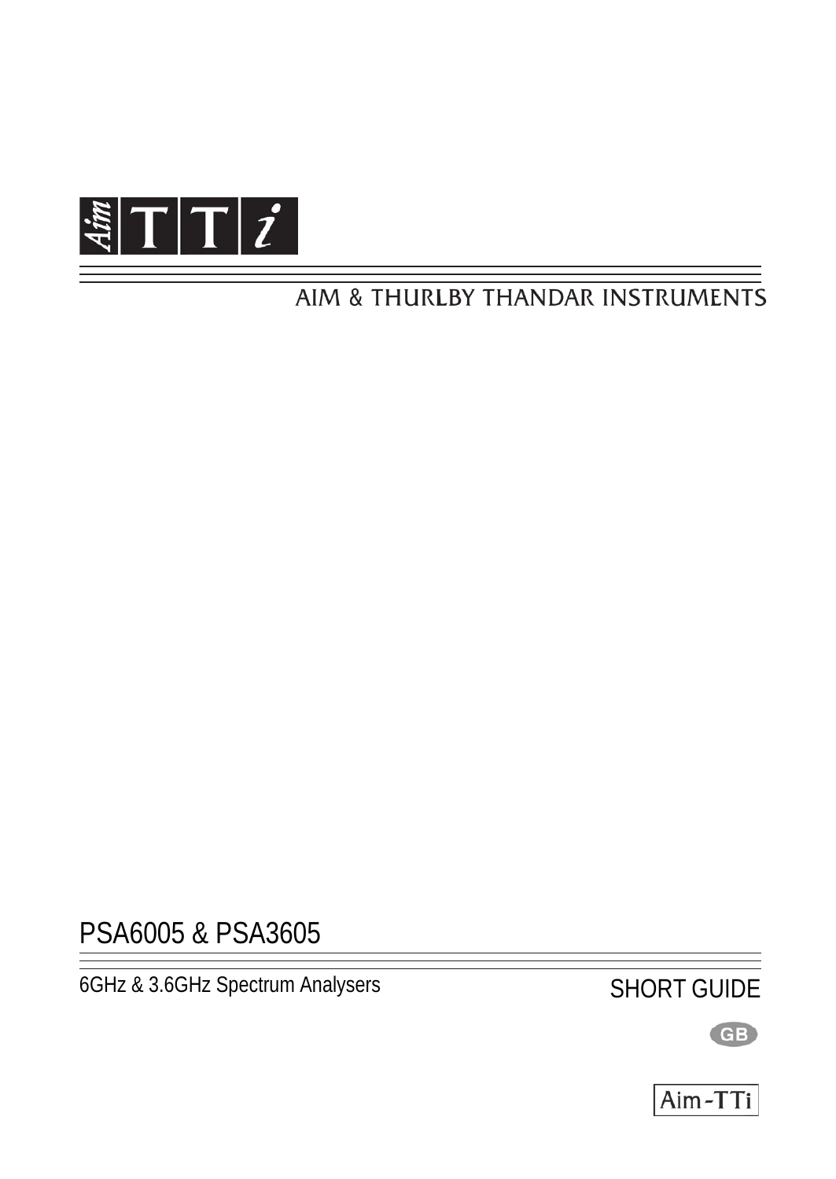Aim TTi

AIM & THURLBY THANDAR INSTRUMENTS

# PSA6005 & PSA3605

6GHz & 3.6GHz Spectrum Analysers

SHORT GUIDE

GB

Aim-TTi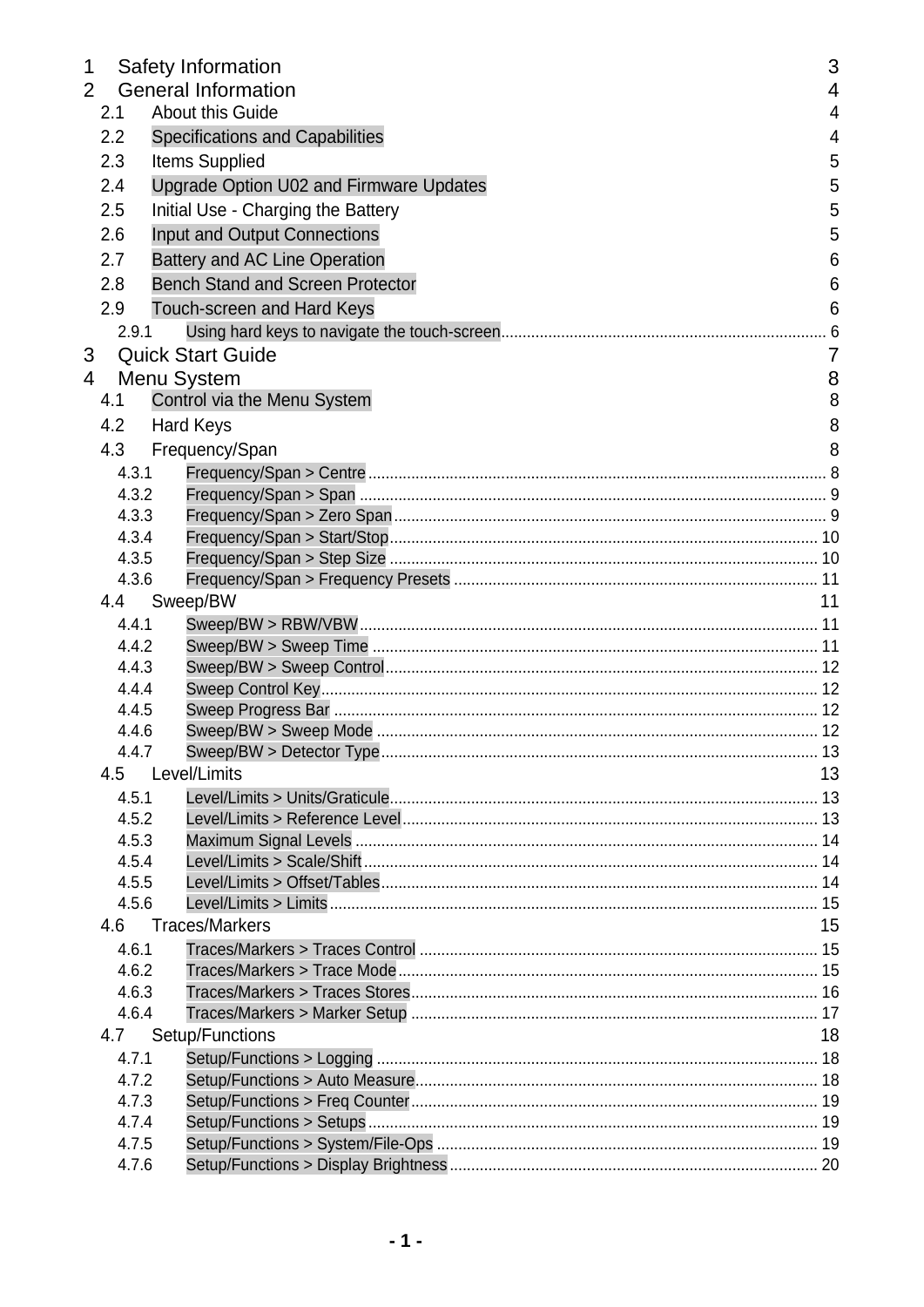1 Safety Information 3

2 General Information 4

- 2.1 About this Guide 4
- 2.2 Specifications and Capabilities 4
- 2.3 Items Supplied 5
- 2.4 Upgrade Option U02 and Firmware Updates 5
- 2.5 Initial Use - Charging the Battery 5
- 2.6 Input and Output Connections 5
- 2.7 Battery and AC Line Operation 6
- 2.8 Bench Stand and Screen Protector 6
- 2.9 Touch-screen and Hard Keys 6
  - 2.9.1 Using hard keys to navigate the touch-screen 6

3 Quick Start Guide 7

4 Menu System 8

- 4.1 Control via the Menu System 8
- 4.2 Hard Keys 8
- 4.3 Frequency/Span 8
  - 4.3.1 Frequency/Span > Centre 8
  - 4.3.2 Frequency/Span > Span 9
  - 4.3.3 Frequency/Span > Zero Span 9
  - 4.3.4 Frequency/Span > Start/Stop 10
  - 4.3.5 Frequency/Span > Step Size 10
  - 4.3.6 Frequency/Span > Frequency Presets 11
- 4.4 Sweep/BW 11
  - 4.4.1 Sweep/BW > RBW/VBW 11
  - 4.4.2 Sweep/BW > Sweep Time 11
  - 4.4.3 Sweep/BW > Sweep Control 12
  - 4.4.4 Sweep Control Key 12
  - 4.4.5 Sweep Progress Bar 12
  - 4.4.6 Sweep/BW > Sweep Mode 12
  - 4.4.7 Sweep/BW > Detector Type 13
- 4.5 Level/Limits 13
  - 4.5.1 Level/Limits > Units/Graticule 13
  - 4.5.2 Level/Limits > Reference Level 13
  - 4.5.3 Maximum Signal Levels 14
  - 4.5.4 Level/Limits > Scale/Shift 14
  - 4.5.5 Level/Limits > Offset/Tables 14
  - 4.5.6 Level/Limits > Limits 15
- 4.6 Traces/Markers 15
  - 4.6.1 Traces/Markers > Traces Control 15
  - 4.6.2 Traces/Markers > Trace Mode 15
  - 4.6.3 Traces/Markers > Traces Stores 16
  - 4.6.4 Traces/Markers > Marker Setup 17
- 4.7 Setup/Functions 18
  - 4.7.1 Setup/Functions > Logging 18
  - 4.7.2 Setup/Functions > Auto Measure 18
  - 4.7.3 Setup/Functions > Freq Counter 19
  - 4.7.4 Setup/Functions > Setups 19
  - 4.7.5 Setup/Functions > System/File-Ops 19
  - 4.7.6 Setup/Functions > Display Brightness 20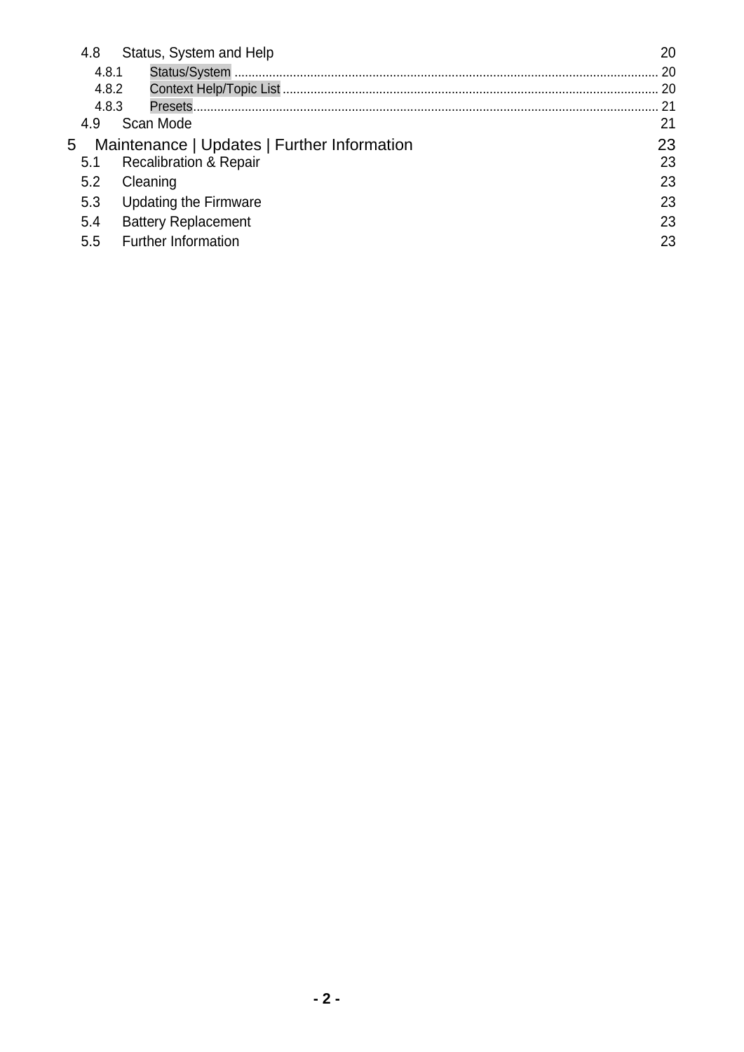4.8 Status, System and Help 20

4.8.1 Status/System ........................................................................................................................ 20

4.8.2 Context Help/Topic List ........................................................................................................... 20

4.8.3 Presets..................................................................................................................................... 21

4.9 Scan Mode 21

5 Maintenance | Updates | Further Information 23

5.1 Recalibration & Repair 23

5.2 Cleaning 23

5.3 Updating the Firmware 23

5.4 Battery Replacement 23

5.5 Further Information 23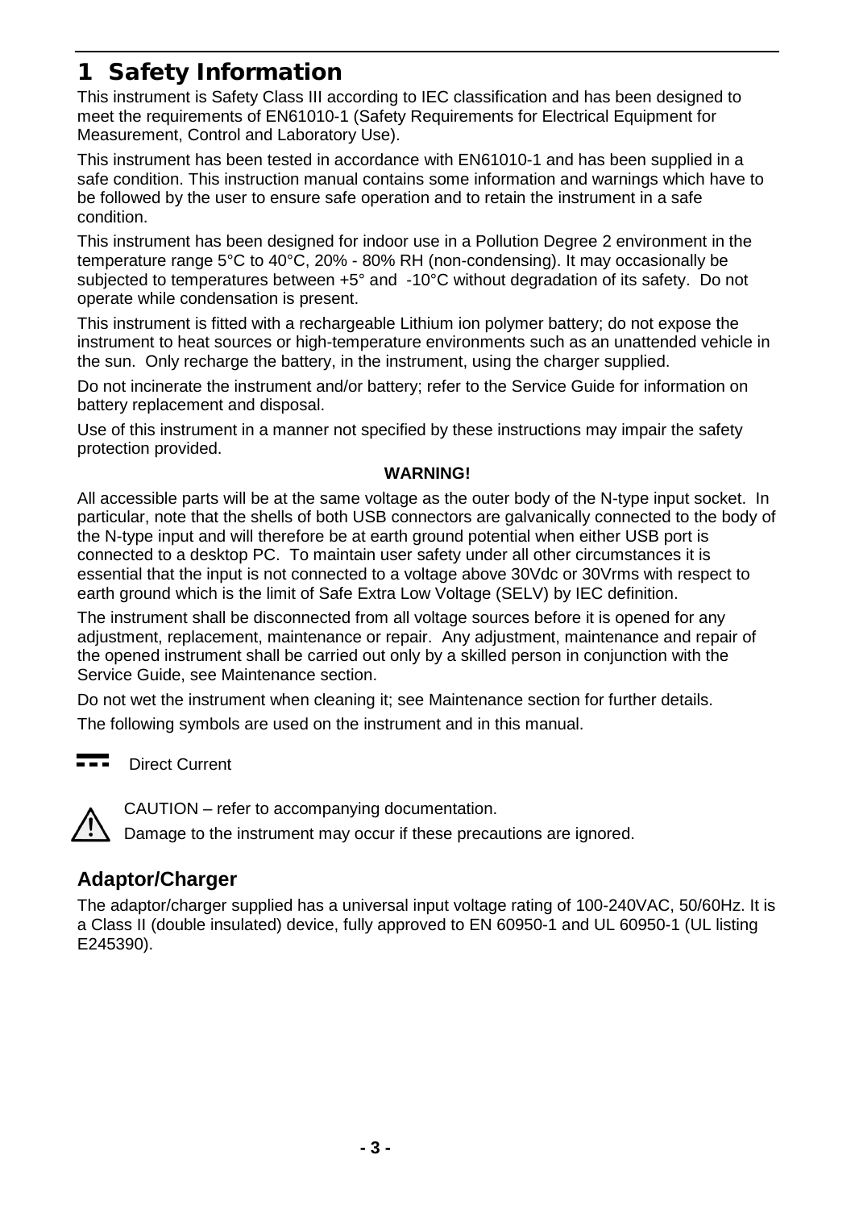# 1 Safety Information

This instrument is Safety Class III according to IEC classification and has been designed to meet the requirements of EN61010-1 (Safety Requirements for Electrical Equipment for Measurement, Control and Laboratory Use).

This instrument has been tested in accordance with EN61010-1 and has been supplied in a safe condition. This instruction manual contains some information and warnings which have to be followed by the user to ensure safe operation and to retain the instrument in a safe condition.

This instrument has been designed for indoor use in a Pollution Degree 2 environment in the temperature range 5°C to 40°C, 20% - 80% RH (non-condensing). It may occasionally be subjected to temperatures between +5° and -10°C without degradation of its safety. Do not operate while condensation is present.

This instrument is fitted with a rechargeable Lithium ion polymer battery; do not expose the instrument to heat sources or high-temperature environments such as an unattended vehicle in the sun. Only recharge the battery, in the instrument, using the charger supplied.

Do not incinerate the instrument and/or battery; refer to the Service Guide for information on battery replacement and disposal.

Use of this instrument in a manner not specified by these instructions may impair the safety protection provided.

**WARNING!**

All accessible parts will be at the same voltage as the outer body of the N-type input socket. In particular, note that the shells of both USB connectors are galvanically connected to the body of the N-type input and will therefore be at earth ground potential when either USB port is connected to a desktop PC. To maintain user safety under all other circumstances it is essential that the input is not connected to a voltage above 30Vdc or 30Vrms with respect to earth ground which is the limit of Safe Extra Low Voltage (SELV) by IEC definition.

The instrument shall be disconnected from all voltage sources before it is opened for any adjustment, replacement, maintenance or repair. Any adjustment, maintenance and repair of the opened instrument shall be carried out only by a skilled person in conjunction with the Service Guide, see Maintenance section.

Do not wet the instrument when cleaning it; see Maintenance section for further details.

The following symbols are used on the instrument and in this manual.

⎓ Direct Current

⚠ CAUTION – refer to accompanying documentation.
Damage to the instrument may occur if these precautions are ignored.

## Adaptor/Charger

The adaptor/charger supplied has a universal input voltage rating of 100-240VAC, 50/60Hz. It is a Class II (double insulated) device, fully approved to EN 60950-1 and UL 60950-1 (UL listing E245390).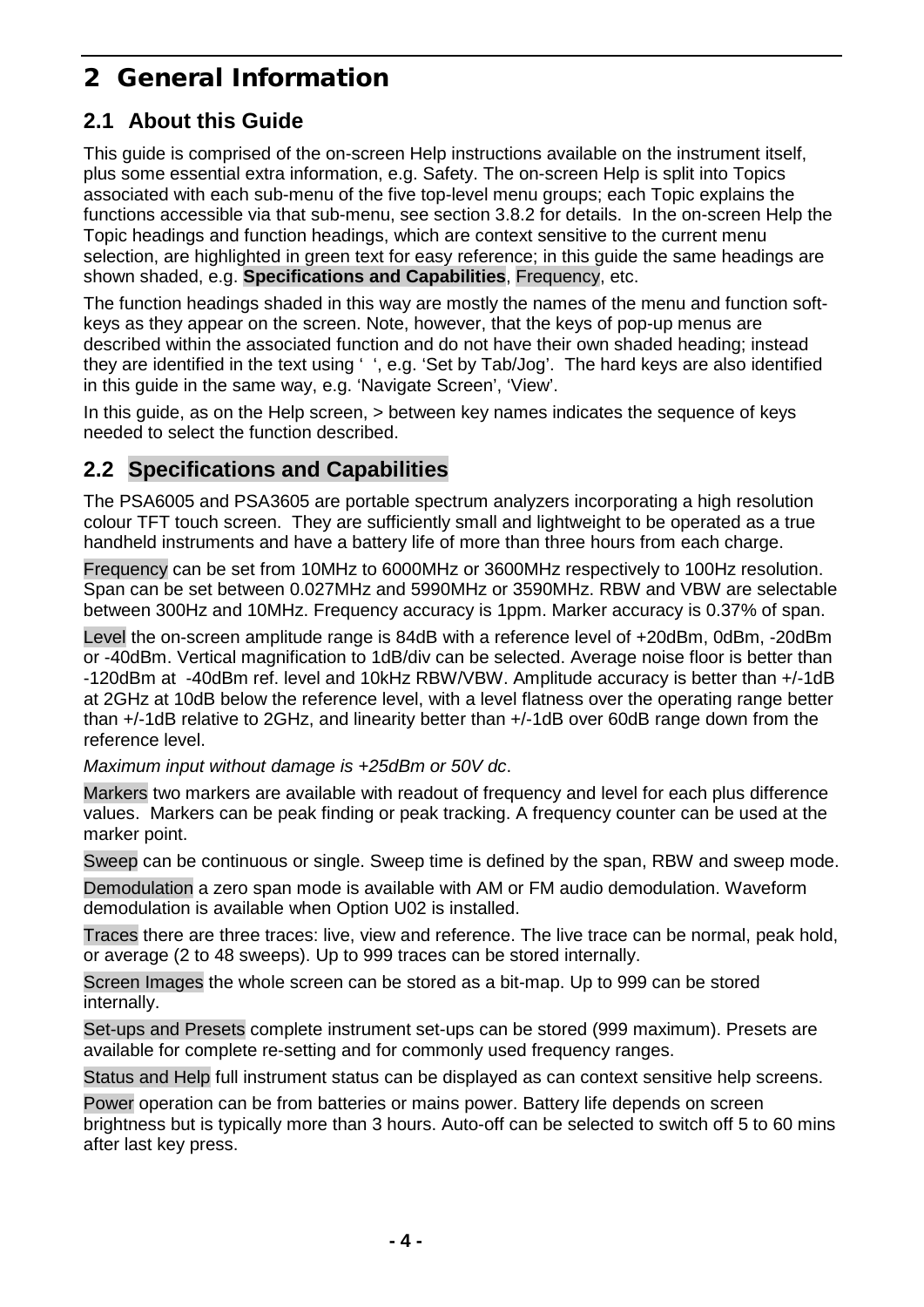# 2 General Information

## 2.1 About this Guide

This guide is comprised of the on-screen Help instructions available on the instrument itself, plus some essential extra information, e.g. Safety. The on-screen Help is split into Topics associated with each sub-menu of the five top-level menu groups; each Topic explains the functions accessible via that sub-menu, see section 3.8.2 for details. In the on-screen Help the Topic headings and function headings, which are context sensitive to the current menu selection, are highlighted in green text for easy reference; in this guide the same headings are shown shaded, e.g. **Specifications and Capabilities**, Frequency, etc.

The function headings shaded in this way are mostly the names of the menu and function soft-keys as they appear on the screen. Note, however, that the keys of pop-up menus are described within the associated function and do not have their own shaded heading; instead they are identified in the text using ' ', e.g. 'Set by Tab/Jog'. The hard keys are also identified in this guide in the same way, e.g. 'Navigate Screen', 'View'.

In this guide, as on the Help screen, > between key names indicates the sequence of keys needed to select the function described.

## 2.2 Specifications and Capabilities

The PSA6005 and PSA3605 are portable spectrum analyzers incorporating a high resolution colour TFT touch screen. They are sufficiently small and lightweight to be operated as a true handheld instruments and have a battery life of more than three hours from each charge.

Frequency can be set from 10MHz to 6000MHz or 3600MHz respectively to 100Hz resolution. Span can be set between 0.027MHz and 5990MHz or 3590MHz. RBW and VBW are selectable between 300Hz and 10MHz. Frequency accuracy is 1ppm. Marker accuracy is 0.37% of span.

Level the on-screen amplitude range is 84dB with a reference level of +20dBm, 0dBm, -20dBm or -40dBm. Vertical magnification to 1dB/div can be selected. Average noise floor is better than -120dBm at -40dBm ref. level and 10kHz RBW/VBW. Amplitude accuracy is better than +/-1dB at 2GHz at 10dB below the reference level, with a level flatness over the operating range better than +/-1dB relative to 2GHz, and linearity better than +/-1dB over 60dB range down from the reference level.

*Maximum input without damage is +25dBm or 50V dc*.

Markers two markers are available with readout of frequency and level for each plus difference values. Markers can be peak finding or peak tracking. A frequency counter can be used at the marker point.

Sweep can be continuous or single. Sweep time is defined by the span, RBW and sweep mode.

Demodulation a zero span mode is available with AM or FM audio demodulation. Waveform demodulation is available when Option U02 is installed.

Traces there are three traces: live, view and reference. The live trace can be normal, peak hold, or average (2 to 48 sweeps). Up to 999 traces can be stored internally.

Screen Images the whole screen can be stored as a bit-map. Up to 999 can be stored internally.

Set-ups and Presets complete instrument set-ups can be stored (999 maximum). Presets are available for complete re-setting and for commonly used frequency ranges.

Status and Help full instrument status can be displayed as can context sensitive help screens.

Power operation can be from batteries or mains power. Battery life depends on screen brightness but is typically more than 3 hours. Auto-off can be selected to switch off 5 to 60 mins after last key press.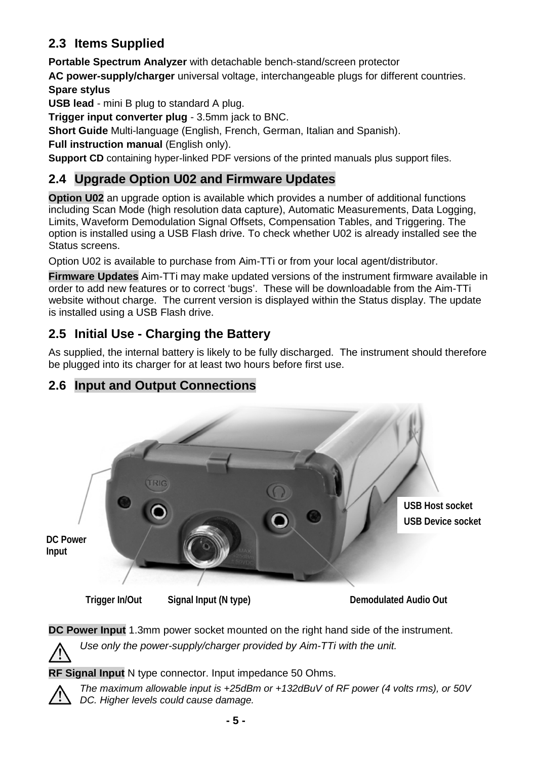## 2.3 Items Supplied

**Portable Spectrum Analyzer** with detachable bench-stand/screen protector

**AC power-supply/charger** universal voltage, interchangeable plugs for different countries.

**Spare stylus**

**USB lead** - mini B plug to standard A plug.

**Trigger input converter plug** - 3.5mm jack to BNC.

**Short Guide** Multi-language (English, French, German, Italian and Spanish).

**Full instruction manual** (English only).

**Support CD** containing hyper-linked PDF versions of the printed manuals plus support files.

## 2.4 Upgrade Option U02 and Firmware Updates

**Option U02** an upgrade option is available which provides a number of additional functions including Scan Mode (high resolution data capture), Automatic Measurements, Data Logging, Limits, Waveform Demodulation Signal Offsets, Compensation Tables, and Triggering. The option is installed using a USB Flash drive. To check whether U02 is already installed see the Status screens.

Option U02 is available to purchase from Aim-TTi or from your local agent/distributor.

**Firmware Updates** Aim-TTi may make updated versions of the instrument firmware available in order to add new features or to correct 'bugs'. These will be downloadable from the Aim-TTi website without charge. The current version is displayed within the Status display. The update is installed using a USB Flash drive.

## 2.5 Initial Use - Charging the Battery

As supplied, the internal battery is likely to be fully discharged. The instrument should therefore be plugged into its charger for at least two hours before first use.

## 2.6 Input and Output Connections

USB Host socket
USB Device socket

DC Power Input

Trigger In/Out    Signal Input (N type)    Demodulated Audio Out

**DC Power Input** 1.3mm power socket mounted on the right hand side of the instrument.

⚠ *Use only the power-supply/charger provided by Aim-TTi with the unit.*

**RF Signal Input** N type connector. Input impedance 50 Ohms.

⚠ *The maximum allowable input is +25dBm or +132dBuV of RF power (4 volts rms), or 50V DC. Higher levels could cause damage.*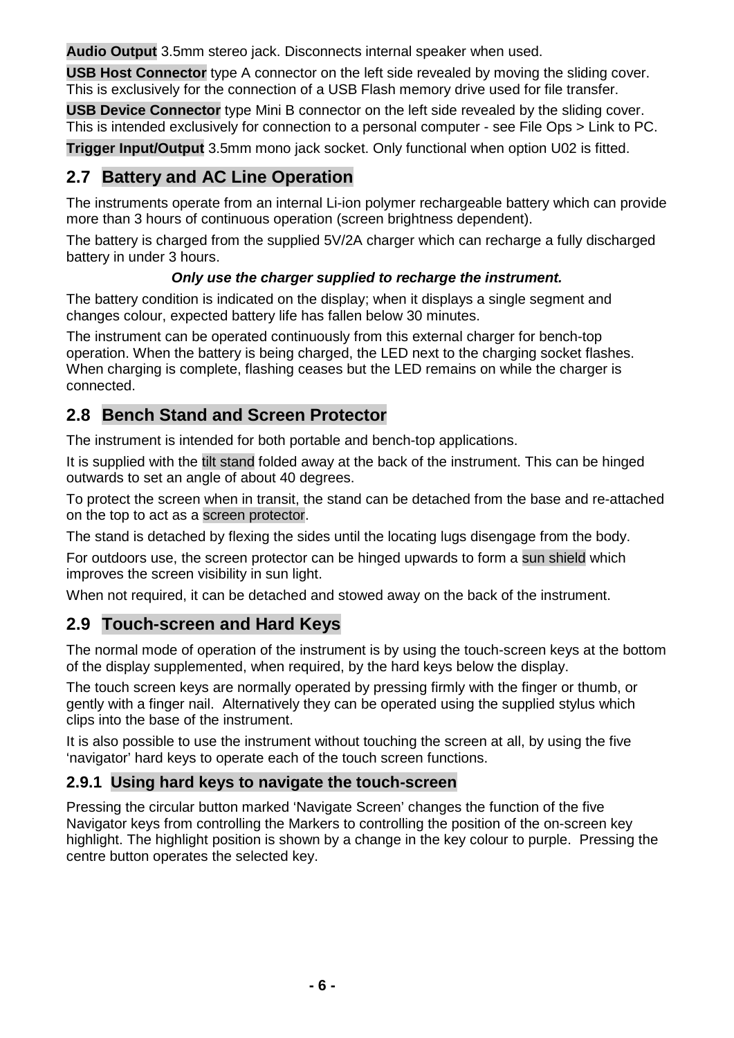**Audio Output** 3.5mm stereo jack. Disconnects internal speaker when used.

**USB Host Connector** type A connector on the left side revealed by moving the sliding cover. This is exclusively for the connection of a USB Flash memory drive used for file transfer.

**USB Device Connector** type Mini B connector on the left side revealed by the sliding cover. This is intended exclusively for connection to a personal computer - see File Ops > Link to PC.

**Trigger Input/Output** 3.5mm mono jack socket. Only functional when option U02 is fitted.

## 2.7 Battery and AC Line Operation

The instruments operate from an internal Li-ion polymer rechargeable battery which can provide more than 3 hours of continuous operation (screen brightness dependent).

The battery is charged from the supplied 5V/2A charger which can recharge a fully discharged battery in under 3 hours.

***Only use the charger supplied to recharge the instrument.***

The battery condition is indicated on the display; when it displays a single segment and changes colour, expected battery life has fallen below 30 minutes.

The instrument can be operated continuously from this external charger for bench-top operation. When the battery is being charged, the LED next to the charging socket flashes. When charging is complete, flashing ceases but the LED remains on while the charger is connected.

## 2.8 Bench Stand and Screen Protector

The instrument is intended for both portable and bench-top applications.

It is supplied with the tilt stand folded away at the back of the instrument. This can be hinged outwards to set an angle of about 40 degrees.

To protect the screen when in transit, the stand can be detached from the base and re-attached on the top to act as a screen protector.

The stand is detached by flexing the sides until the locating lugs disengage from the body.

For outdoors use, the screen protector can be hinged upwards to form a sun shield which improves the screen visibility in sun light.

When not required, it can be detached and stowed away on the back of the instrument.

## 2.9 Touch-screen and Hard Keys

The normal mode of operation of the instrument is by using the touch-screen keys at the bottom of the display supplemented, when required, by the hard keys below the display.

The touch screen keys are normally operated by pressing firmly with the finger or thumb, or gently with a finger nail. Alternatively they can be operated using the supplied stylus which clips into the base of the instrument.

It is also possible to use the instrument without touching the screen at all, by using the five 'navigator' hard keys to operate each of the touch screen functions.

### 2.9.1 Using hard keys to navigate the touch-screen

Pressing the circular button marked 'Navigate Screen' changes the function of the five Navigator keys from controlling the Markers to controlling the position of the on-screen key highlight. The highlight position is shown by a change in the key colour to purple. Pressing the centre button operates the selected key.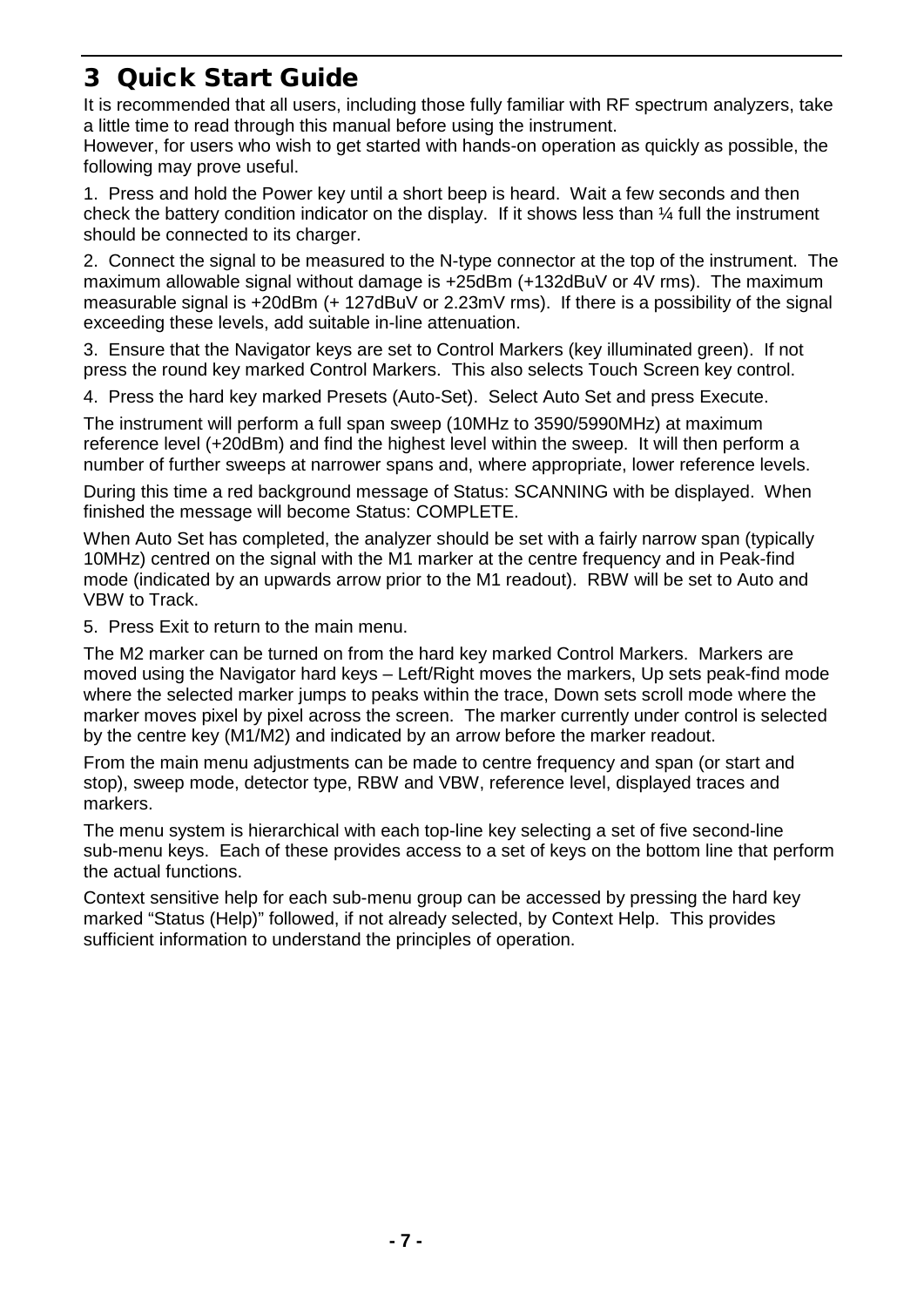# 3 Quick Start Guide

It is recommended that all users, including those fully familiar with RF spectrum analyzers, take a little time to read through this manual before using the instrument.
However, for users who wish to get started with hands-on operation as quickly as possible, the following may prove useful.

1. Press and hold the Power key until a short beep is heard. Wait a few seconds and then check the battery condition indicator on the display. If it shows less than ¼ full the instrument should be connected to its charger.

2. Connect the signal to be measured to the N-type connector at the top of the instrument. The maximum allowable signal without damage is +25dBm (+132dBuV or 4V rms). The maximum measurable signal is +20dBm (+ 127dBuV or 2.23mV rms). If there is a possibility of the signal exceeding these levels, add suitable in-line attenuation.

3. Ensure that the Navigator keys are set to Control Markers (key illuminated green). If not press the round key marked Control Markers. This also selects Touch Screen key control.

4. Press the hard key marked Presets (Auto-Set). Select Auto Set and press Execute.

The instrument will perform a full span sweep (10MHz to 3590/5990MHz) at maximum reference level (+20dBm) and find the highest level within the sweep. It will then perform a number of further sweeps at narrower spans and, where appropriate, lower reference levels.

During this time a red background message of Status: SCANNING with be displayed. When finished the message will become Status: COMPLETE.

When Auto Set has completed, the analyzer should be set with a fairly narrow span (typically 10MHz) centred on the signal with the M1 marker at the centre frequency and in Peak-find mode (indicated by an upwards arrow prior to the M1 readout). RBW will be set to Auto and VBW to Track.

5. Press Exit to return to the main menu.

The M2 marker can be turned on from the hard key marked Control Markers. Markers are moved using the Navigator hard keys – Left/Right moves the markers, Up sets peak-find mode where the selected marker jumps to peaks within the trace, Down sets scroll mode where the marker moves pixel by pixel across the screen. The marker currently under control is selected by the centre key (M1/M2) and indicated by an arrow before the marker readout.

From the main menu adjustments can be made to centre frequency and span (or start and stop), sweep mode, detector type, RBW and VBW, reference level, displayed traces and markers.

The menu system is hierarchical with each top-line key selecting a set of five second-line sub-menu keys. Each of these provides access to a set of keys on the bottom line that perform the actual functions.

Context sensitive help for each sub-menu group can be accessed by pressing the hard key marked "Status (Help)" followed, if not already selected, by Context Help. This provides sufficient information to understand the principles of operation.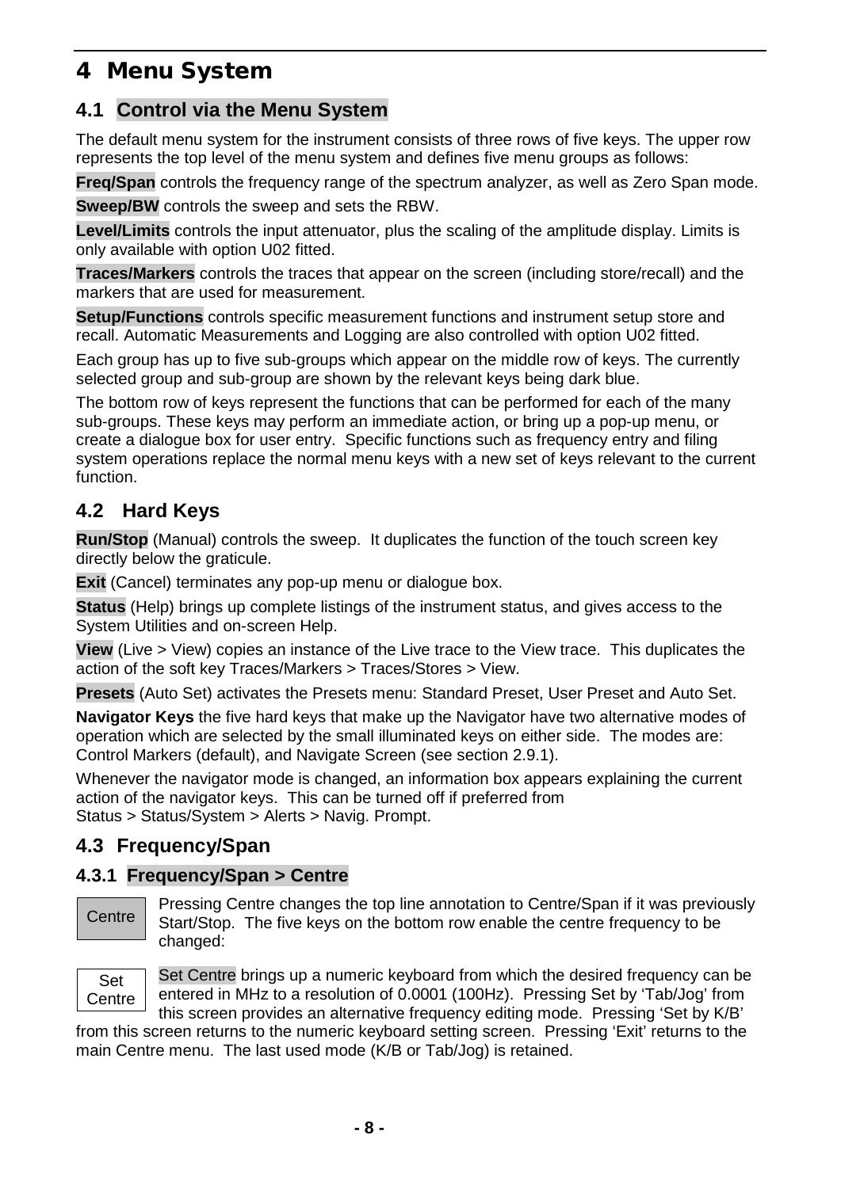# 4 Menu System

## 4.1 Control via the Menu System

The default menu system for the instrument consists of three rows of five keys. The upper row represents the top level of the menu system and defines five menu groups as follows:

**Freq/Span** controls the frequency range of the spectrum analyzer, as well as Zero Span mode.

**Sweep/BW** controls the sweep and sets the RBW.

**Level/Limits** controls the input attenuator, plus the scaling of the amplitude display. Limits is only available with option U02 fitted.

**Traces/Markers** controls the traces that appear on the screen (including store/recall) and the markers that are used for measurement.

**Setup/Functions** controls specific measurement functions and instrument setup store and recall. Automatic Measurements and Logging are also controlled with option U02 fitted.

Each group has up to five sub-groups which appear on the middle row of keys. The currently selected group and sub-group are shown by the relevant keys being dark blue.

The bottom row of keys represent the functions that can be performed for each of the many sub-groups. These keys may perform an immediate action, or bring up a pop-up menu, or create a dialogue box for user entry. Specific functions such as frequency entry and filing system operations replace the normal menu keys with a new set of keys relevant to the current function.

## 4.2 Hard Keys

**Run/Stop** (Manual) controls the sweep. It duplicates the function of the touch screen key directly below the graticule.

**Exit** (Cancel) terminates any pop-up menu or dialogue box.

**Status** (Help) brings up complete listings of the instrument status, and gives access to the System Utilities and on-screen Help.

**View** (Live > View) copies an instance of the Live trace to the View trace. This duplicates the action of the soft key Traces/Markers > Traces/Stores > View.

**Presets** (Auto Set) activates the Presets menu: Standard Preset, User Preset and Auto Set.

**Navigator Keys** the five hard keys that make up the Navigator have two alternative modes of operation which are selected by the small illuminated keys on either side. The modes are: Control Markers (default), and Navigate Screen (see section 2.9.1).

Whenever the navigator mode is changed, an information box appears explaining the current action of the navigator keys. This can be turned off if preferred from Status > Status/System > Alerts > Navig. Prompt.

## 4.3 Frequency/Span

### 4.3.1 Frequency/Span > Centre

Centre

Pressing Centre changes the top line annotation to Centre/Span if it was previously Start/Stop. The five keys on the bottom row enable the centre frequency to be changed:

Set Centre

Set Centre brings up a numeric keyboard from which the desired frequency can be entered in MHz to a resolution of 0.0001 (100Hz). Pressing Set by 'Tab/Jog' from this screen provides an alternative frequency editing mode. Pressing 'Set by K/B' from this screen returns to the numeric keyboard setting screen. Pressing 'Exit' returns to the main Centre menu. The last used mode (K/B or Tab/Jog) is retained.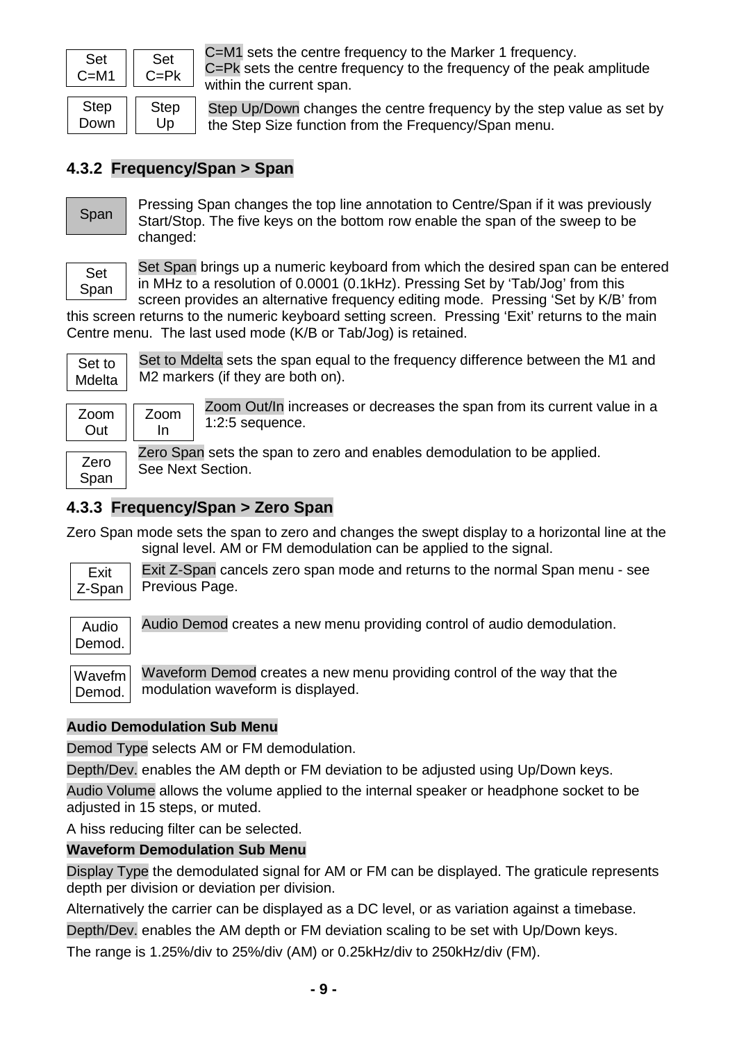Set C=M1 | Set C=Pk

C=M1 sets the centre frequency to the Marker 1 frequency.
C=Pk sets the centre frequency to the frequency of the peak amplitude within the current span.

Step Down | Step Up

Step Up/Down changes the centre frequency by the step value as set by the Step Size function from the Frequency/Span menu.

### 4.3.2 Frequency/Span > Span

Span

Pressing Span changes the top line annotation to Centre/Span if it was previously Start/Stop. The five keys on the bottom row enable the span of the sweep to be changed:

Set Span

Set Span brings up a numeric keyboard from which the desired span can be entered in MHz to a resolution of 0.0001 (0.1kHz). Pressing Set by 'Tab/Jog' from this screen provides an alternative frequency editing mode. Pressing 'Set by K/B' from this screen returns to the numeric keyboard setting screen. Pressing 'Exit' returns to the main Centre menu. The last used mode (K/B or Tab/Jog) is retained.

Set to Mdelta

Set to Mdelta sets the span equal to the frequency difference between the M1 and M2 markers (if they are both on).

Zoom Out | Zoom In

Zoom Out/In increases or decreases the span from its current value in a 1:2:5 sequence.

Zero Span

Zero Span sets the span to zero and enables demodulation to be applied. See Next Section.

### 4.3.3 Frequency/Span > Zero Span

Zero Span mode sets the span to zero and changes the swept display to a horizontal line at the signal level. AM or FM demodulation can be applied to the signal.

Exit Z-Span

Exit Z-Span cancels zero span mode and returns to the normal Span menu - see Previous Page.

Audio Demod.

Audio Demod creates a new menu providing control of audio demodulation.

Wavefm Demod.

Waveform Demod creates a new menu providing control of the way that the modulation waveform is displayed.

**Audio Demodulation Sub Menu**

Demod Type selects AM or FM demodulation.

Depth/Dev. enables the AM depth or FM deviation to be adjusted using Up/Down keys.

Audio Volume allows the volume applied to the internal speaker or headphone socket to be adjusted in 15 steps, or muted.

A hiss reducing filter can be selected.

**Waveform Demodulation Sub Menu**

Display Type the demodulated signal for AM or FM can be displayed. The graticule represents depth per division or deviation per division.

Alternatively the carrier can be displayed as a DC level, or as variation against a timebase.

Depth/Dev. enables the AM depth or FM deviation scaling to be set with Up/Down keys.

The range is 1.25%/div to 25%/div (AM) or 0.25kHz/div to 250kHz/div (FM).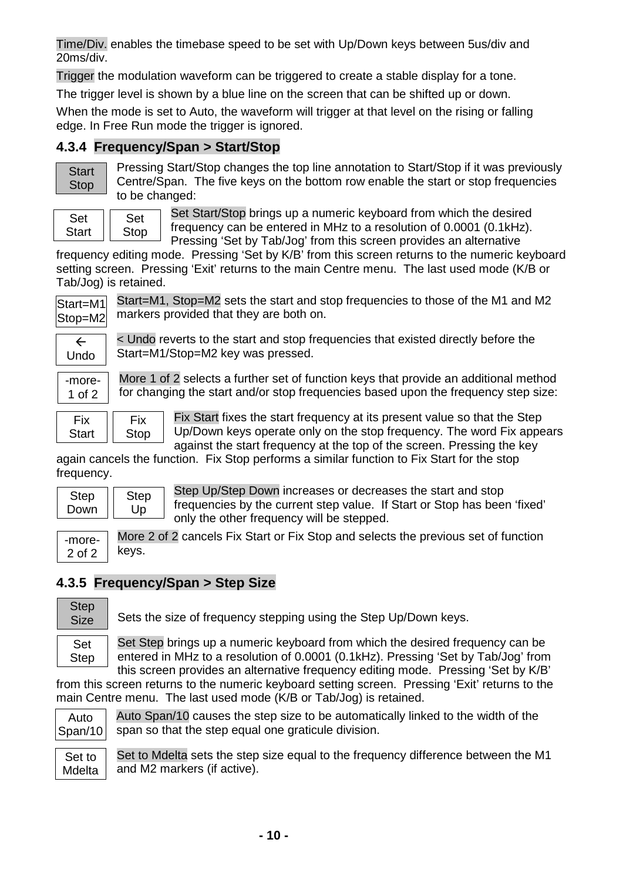Time/Div. enables the timebase speed to be set with Up/Down keys between 5us/div and 20ms/div.

Trigger the modulation waveform can be triggered to create a stable display for a tone.

The trigger level is shown by a blue line on the screen that can be shifted up or down.

When the mode is set to Auto, the waveform will trigger at that level on the rising or falling edge. In Free Run mode the trigger is ignored.

### 4.3.4 Frequency/Span > Start/Stop

**Start Stop**

Pressing Start/Stop changes the top line annotation to Start/Stop if it was previously Centre/Span. The five keys on the bottom row enable the start or stop frequencies to be changed:

**Set Start** **Set Stop**

Set Start/Stop brings up a numeric keyboard from which the desired frequency can be entered in MHz to a resolution of 0.0001 (0.1kHz). Pressing 'Set by Tab/Jog' from this screen provides an alternative frequency editing mode. Pressing 'Set by K/B' from this screen returns to the numeric keyboard setting screen. Pressing 'Exit' returns to the main Centre menu. The last used mode (K/B or Tab/Jog) is retained.

**Start=M1 Stop=M2**

Start=M1, Stop=M2 sets the start and stop frequencies to those of the M1 and M2 markers provided that they are both on.

**← Undo**

< Undo reverts to the start and stop frequencies that existed directly before the Start=M1/Stop=M2 key was pressed.

**-more- 1 of 2**

More 1 of 2 selects a further set of function keys that provide an additional method for changing the start and/or stop frequencies based upon the frequency step size:

**Fix Start** **Fix Stop**

Fix Start fixes the start frequency at its present value so that the Step Up/Down keys operate only on the stop frequency. The word Fix appears against the start frequency at the top of the screen. Pressing the key again cancels the function. Fix Stop performs a similar function to Fix Start for the stop frequency.

**Step Down** **Step Up**

Step Up/Step Down increases or decreases the start and stop frequencies by the current step value. If Start or Stop has been 'fixed' only the other frequency will be stepped.

**-more- 2 of 2**

More 2 of 2 cancels Fix Start or Fix Stop and selects the previous set of function keys.

### 4.3.5 Frequency/Span > Step Size

**Step Size**

Sets the size of frequency stepping using the Step Up/Down keys.

**Set Step**

Set Step brings up a numeric keyboard from which the desired frequency can be entered in MHz to a resolution of 0.0001 (0.1kHz). Pressing 'Set by Tab/Jog' from this screen provides an alternative frequency editing mode. Pressing 'Set by K/B' from this screen returns to the numeric keyboard setting screen. Pressing 'Exit' returns to the main Centre menu. The last used mode (K/B or Tab/Jog) is retained.

**Auto Span/10**

Auto Span/10 causes the step size to be automatically linked to the width of the span so that the step equal one graticule division.

**Set to Mdelta**

Set to Mdelta sets the step size equal to the frequency difference between the M1 and M2 markers (if active).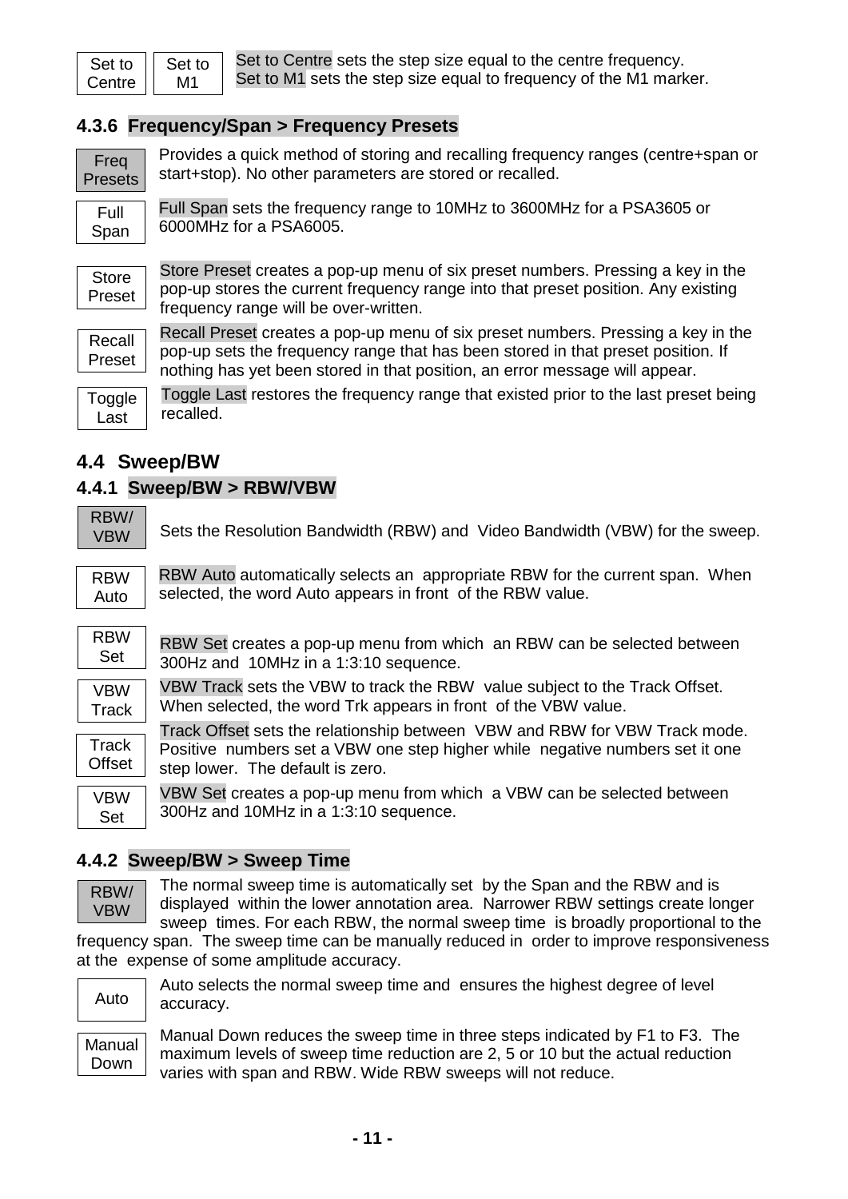**Set to Centre** **Set to M1** Set to Centre sets the step size equal to the centre frequency. Set to M1 sets the step size equal to frequency of the M1 marker.

### 4.3.6 Frequency/Span > Frequency Presets

**Freq Presets** Provides a quick method of storing and recalling frequency ranges (centre+span or start+stop). No other parameters are stored or recalled.

**Full Span** Full Span sets the frequency range to 10MHz to 3600MHz for a PSA3605 or 6000MHz for a PSA6005.

**Store Preset** Store Preset creates a pop-up menu of six preset numbers. Pressing a key in the pop-up stores the current frequency range into that preset position. Any existing frequency range will be over-written.

**Recall Preset** Recall Preset creates a pop-up menu of six preset numbers. Pressing a key in the pop-up sets the frequency range that has been stored in that preset position. If nothing has yet been stored in that position, an error message will appear.

**Toggle Last** Toggle Last restores the frequency range that existed prior to the last preset being recalled.

## 4.4 Sweep/BW

### 4.4.1 Sweep/BW > RBW/VBW

**RBW/ VBW** Sets the Resolution Bandwidth (RBW) and Video Bandwidth (VBW) for the sweep.

**RBW Auto** RBW Auto automatically selects an appropriate RBW for the current span. When selected, the word Auto appears in front of the RBW value.

**RBW Set** RBW Set creates a pop-up menu from which an RBW can be selected between 300Hz and 10MHz in a 1:3:10 sequence.

**VBW Track** VBW Track sets the VBW to track the RBW value subject to the Track Offset. When selected, the word Trk appears in front of the VBW value.

**Track Offset** Track Offset sets the relationship between VBW and RBW for VBW Track mode. Positive numbers set a VBW one step higher while negative numbers set it one step lower. The default is zero.

**VBW Set** VBW Set creates a pop-up menu from which a VBW can be selected between 300Hz and 10MHz in a 1:3:10 sequence.

### 4.4.2 Sweep/BW > Sweep Time

**RBW/ VBW** The normal sweep time is automatically set by the Span and the RBW and is displayed within the lower annotation area. Narrower RBW settings create longer sweep times. For each RBW, the normal sweep time is broadly proportional to the frequency span. The sweep time can be manually reduced in order to improve responsiveness at the expense of some amplitude accuracy.

**Auto** Auto selects the normal sweep time and ensures the highest degree of level accuracy.

**Manual Down** Manual Down reduces the sweep time in three steps indicated by F1 to F3. The maximum levels of sweep time reduction are 2, 5 or 10 but the actual reduction varies with span and RBW. Wide RBW sweeps will not reduce.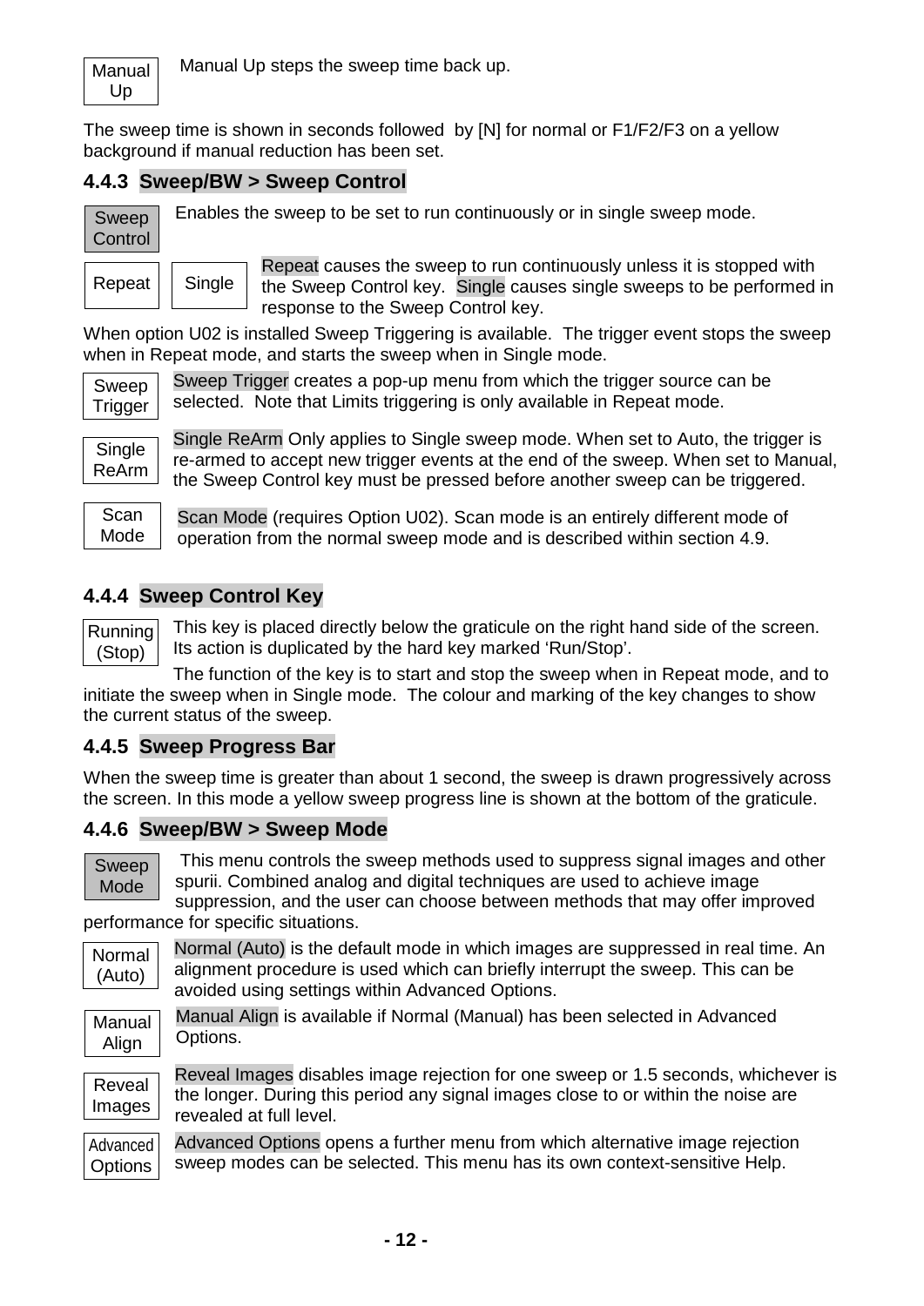**Manual Up** Manual Up steps the sweep time back up.

The sweep time is shown in seconds followed by [N] for normal or F1/F2/F3 on a yellow background if manual reduction has been set.

### 4.4.3 Sweep/BW > Sweep Control

**Sweep Control** Enables the sweep to be set to run continuously or in single sweep mode.

**Repeat** **Single** Repeat causes the sweep to run continuously unless it is stopped with the Sweep Control key. Single causes single sweeps to be performed in response to the Sweep Control key.

When option U02 is installed Sweep Triggering is available. The trigger event stops the sweep when in Repeat mode, and starts the sweep when in Single mode.

**Sweep Trigger** Sweep Trigger creates a pop-up menu from which the trigger source can be selected. Note that Limits triggering is only available in Repeat mode.

**Single ReArm** Single ReArm Only applies to Single sweep mode. When set to Auto, the trigger is re-armed to accept new trigger events at the end of the sweep. When set to Manual, the Sweep Control key must be pressed before another sweep can be triggered.

**Scan Mode** Scan Mode (requires Option U02). Scan mode is an entirely different mode of operation from the normal sweep mode and is described within section 4.9.

### 4.4.4 Sweep Control Key

**Running (Stop)** This key is placed directly below the graticule on the right hand side of the screen. Its action is duplicated by the hard key marked 'Run/Stop'.

The function of the key is to start and stop the sweep when in Repeat mode, and to initiate the sweep when in Single mode. The colour and marking of the key changes to show the current status of the sweep.

### 4.4.5 Sweep Progress Bar

When the sweep time is greater than about 1 second, the sweep is drawn progressively across the screen. In this mode a yellow sweep progress line is shown at the bottom of the graticule.

### 4.4.6 Sweep/BW > Sweep Mode

**Sweep Mode** This menu controls the sweep methods used to suppress signal images and other spurii. Combined analog and digital techniques are used to achieve image suppression, and the user can choose between methods that may offer improved performance for specific situations.

**Normal (Auto)** Normal (Auto) is the default mode in which images are suppressed in real time. An alignment procedure is used which can briefly interrupt the sweep. This can be avoided using settings within Advanced Options.

**Manual Align** Manual Align is available if Normal (Manual) has been selected in Advanced Options.

**Reveal Images** Reveal Images disables image rejection for one sweep or 1.5 seconds, whichever is the longer. During this period any signal images close to or within the noise are revealed at full level.

**Advanced Options** Advanced Options opens a further menu from which alternative image rejection sweep modes can be selected. This menu has its own context-sensitive Help.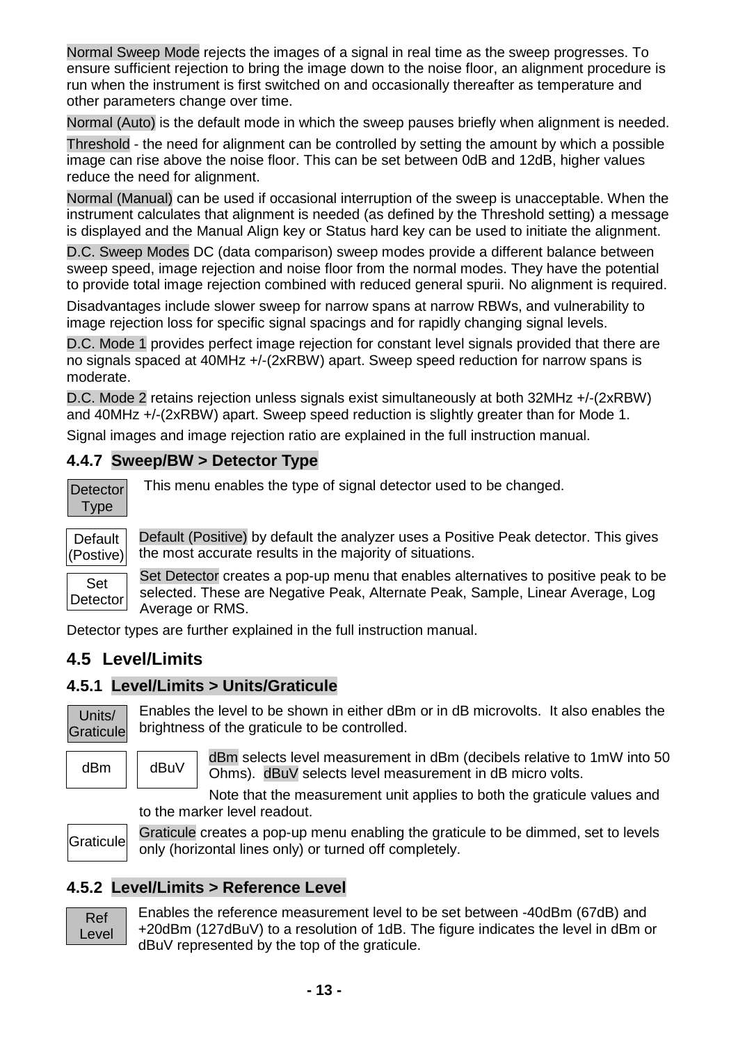Normal Sweep Mode rejects the images of a signal in real time as the sweep progresses. To ensure sufficient rejection to bring the image down to the noise floor, an alignment procedure is run when the instrument is first switched on and occasionally thereafter as temperature and other parameters change over time.

Normal (Auto) is the default mode in which the sweep pauses briefly when alignment is needed.

Threshold - the need for alignment can be controlled by setting the amount by which a possible image can rise above the noise floor. This can be set between 0dB and 12dB, higher values reduce the need for alignment.

Normal (Manual) can be used if occasional interruption of the sweep is unacceptable. When the instrument calculates that alignment is needed (as defined by the Threshold setting) a message is displayed and the Manual Align key or Status hard key can be used to initiate the alignment.

D.C. Sweep Modes DC (data comparison) sweep modes provide a different balance between sweep speed, image rejection and noise floor from the normal modes. They have the potential to provide total image rejection combined with reduced general spurii. No alignment is required.

Disadvantages include slower sweep for narrow spans at narrow RBWs, and vulnerability to image rejection loss for specific signal spacings and for rapidly changing signal levels.

D.C. Mode 1 provides perfect image rejection for constant level signals provided that there are no signals spaced at 40MHz +/-(2xRBW) apart. Sweep speed reduction for narrow spans is moderate.

D.C. Mode 2 retains rejection unless signals exist simultaneously at both 32MHz +/-(2xRBW) and 40MHz +/-(2xRBW) apart. Sweep speed reduction is slightly greater than for Mode 1.

Signal images and image rejection ratio are explained in the full instruction manual.

### 4.4.7 Sweep/BW > Detector Type

**Detector Type** — This menu enables the type of signal detector used to be changed.

**Default (Postive)** — Default (Positive) by default the analyzer uses a Positive Peak detector. This gives the most accurate results in the majority of situations.

**Set Detector** — Set Detector creates a pop-up menu that enables alternatives to positive peak to be selected. These are Negative Peak, Alternate Peak, Sample, Linear Average, Log Average or RMS.

Detector types are further explained in the full instruction manual.

## 4.5 Level/Limits

### 4.5.1 Level/Limits > Units/Graticule

**Units/ Graticule** — Enables the level to be shown in either dBm or in dB microvolts. It also enables the brightness of the graticule to be controlled.

**dBm** **dBuV** — dBm selects level measurement in dBm (decibels relative to 1mW into 50 Ohms). dBuV selects level measurement in dB micro volts.

Note that the measurement unit applies to both the graticule values and to the marker level readout.

**Graticule** — Graticule creates a pop-up menu enabling the graticule to be dimmed, set to levels only (horizontal lines only) or turned off completely.

### 4.5.2 Level/Limits > Reference Level

**Ref Level** — Enables the reference measurement level to be set between -40dBm (67dB) and +20dBm (127dBuV) to a resolution of 1dB. The figure indicates the level in dBm or dBuV represented by the top of the graticule.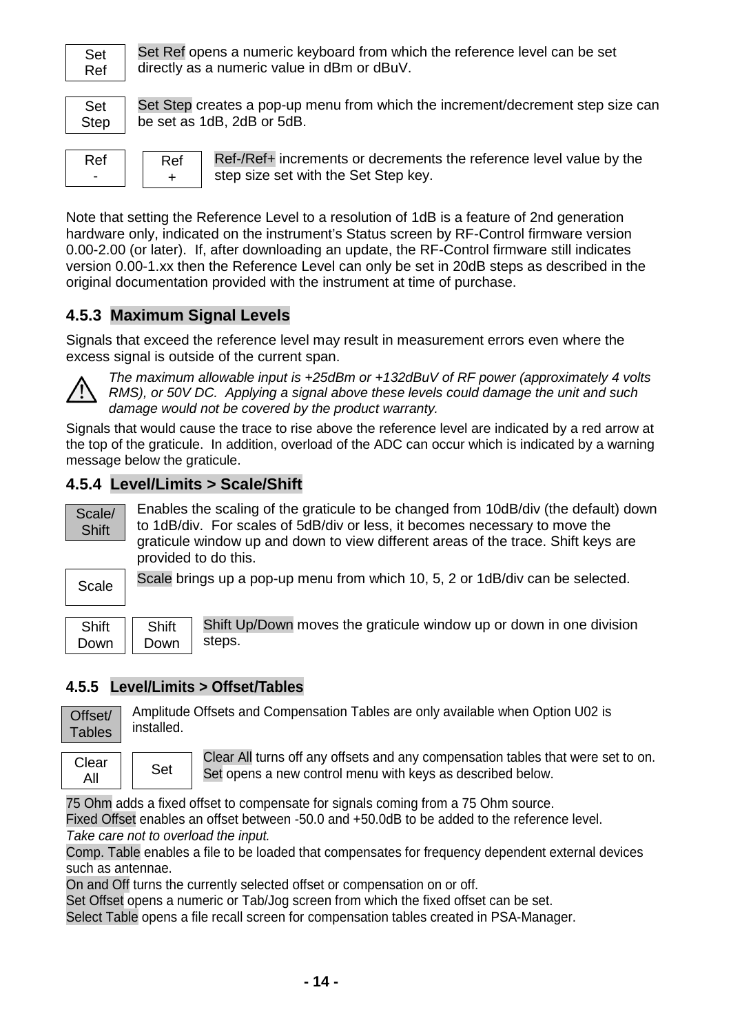Set Ref

Set Ref opens a numeric keyboard from which the reference level can be set directly as a numeric value in dBm or dBuV.

Set Step

Set Step creates a pop-up menu from which the increment/decrement step size can be set as 1dB, 2dB or 5dB.

Ref - | Ref +

Ref-/Ref+ increments or decrements the reference level value by the step size set with the Set Step key.

Note that setting the Reference Level to a resolution of 1dB is a feature of 2nd generation hardware only, indicated on the instrument's Status screen by RF-Control firmware version 0.00-2.00 (or later). If, after downloading an update, the RF-Control firmware still indicates version 0.00-1.xx then the Reference Level can only be set in 20dB steps as described in the original documentation provided with the instrument at time of purchase.

### 4.5.3 Maximum Signal Levels

Signals that exceed the reference level may result in measurement errors even where the excess signal is outside of the current span.

⚠ *The maximum allowable input is +25dBm or +132dBuV of RF power (approximately 4 volts RMS), or 50V DC. Applying a signal above these levels could damage the unit and such damage would not be covered by the product warranty.*

Signals that would cause the trace to rise above the reference level are indicated by a red arrow at the top of the graticule. In addition, overload of the ADC can occur which is indicated by a warning message below the graticule.

### 4.5.4 Level/Limits > Scale/Shift

Scale/ Shift

Enables the scaling of the graticule to be changed from 10dB/div (the default) down to 1dB/div. For scales of 5dB/div or less, it becomes necessary to move the graticule window up and down to view different areas of the trace. Shift keys are provided to do this.

Scale

Scale brings up a pop-up menu from which 10, 5, 2 or 1dB/div can be selected.

Shift Down | Shift Down

Shift Up/Down moves the graticule window up or down in one division steps.

### 4.5.5 Level/Limits > Offset/Tables

Offset/ Tables

Amplitude Offsets and Compensation Tables are only available when Option U02 is installed.

Clear All | Set

Clear All turns off any offsets and any compensation tables that were set to on.
Set opens a new control menu with keys as described below.

75 Ohm adds a fixed offset to compensate for signals coming from a 75 Ohm source.
Fixed Offset enables an offset between -50.0 and +50.0dB to be added to the reference level.
*Take care not to overload the input.*
Comp. Table enables a file to be loaded that compensates for frequency dependent external devices such as antennae.
On and Off turns the currently selected offset or compensation on or off.
Set Offset opens a numeric or Tab/Jog screen from which the fixed offset can be set.
Select Table opens a file recall screen for compensation tables created in PSA-Manager.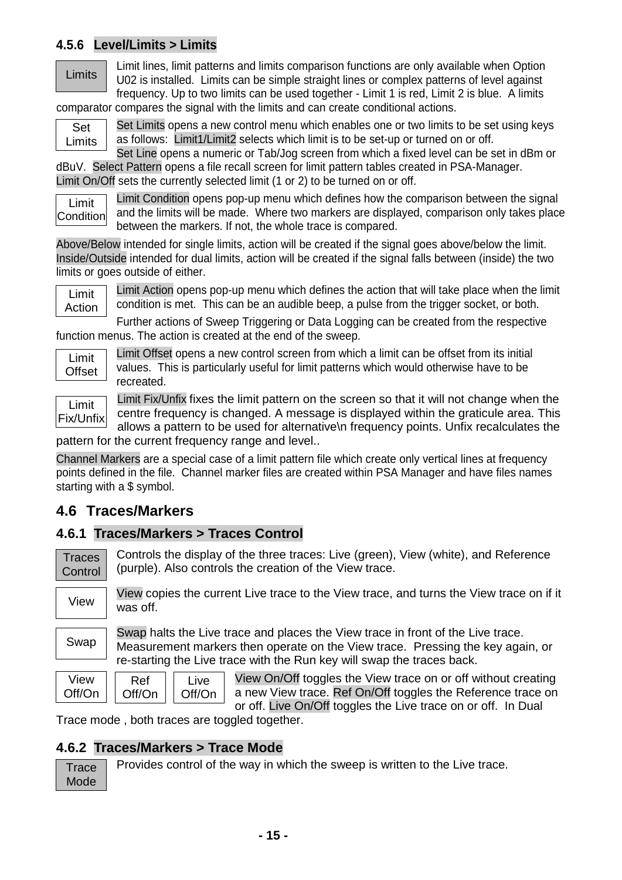### 4.5.6 Level/Limits > Limits

**Limits**

Limit lines, limit patterns and limits comparison functions are only available when Option U02 is installed. Limits can be simple straight lines or complex patterns of level against frequency. Up to two limits can be used together - Limit 1 is red, Limit 2 is blue. A limits comparator compares the signal with the limits and can create conditional actions.

**Set Limits**

Set Limits opens a new control menu which enables one or two limits to be set using keys as follows: Limit1/Limit2 selects which limit is to be set-up or turned on or off.
Set Line opens a numeric or Tab/Jog screen from which a fixed level can be set in dBm or dBuV. Select Pattern opens a file recall screen for limit pattern tables created in PSA-Manager.
Limit On/Off sets the currently selected limit (1 or 2) to be turned on or off.

**Limit Condition**

Limit Condition opens pop-up menu which defines how the comparison between the signal and the limits will be made. Where two markers are displayed, comparison only takes place between the markers. If not, the whole trace is compared.

Above/Below intended for single limits, action will be created if the signal goes above/below the limit.
Inside/Outside intended for dual limits, action will be created if the signal falls between (inside) the two limits or goes outside of either.

**Limit Action**

Limit Action opens pop-up menu which defines the action that will take place when the limit condition is met. This can be an audible beep, a pulse from the trigger socket, or both.

Further actions of Sweep Triggering or Data Logging can be created from the respective function menus. The action is created at the end of the sweep.

**Limit Offset**

Limit Offset opens a new control screen from which a limit can be offset from its initial values. This is particularly useful for limit patterns which would otherwise have to be recreated.

**Limit Fix/Unfix**

Limit Fix/Unfix fixes the limit pattern on the screen so that it will not change when the centre frequency is changed. A message is displayed within the graticule area. This allows a pattern to be used for alternative\n frequency points. Unfix recalculates the pattern for the current frequency range and level..

Channel Markers are a special case of a limit pattern file which create only vertical lines at frequency points defined in the file. Channel marker files are created within PSA Manager and have files names starting with a $ symbol.

## 4.6 Traces/Markers

### 4.6.1 Traces/Markers > Traces Control

**Traces Control**

Controls the display of the three traces: Live (green), View (white), and Reference (purple). Also controls the creation of the View trace.

**View**

View copies the current Live trace to the View trace, and turns the View trace on if it was off.

**Swap**

Swap halts the Live trace and places the View trace in front of the Live trace. Measurement markers then operate on the View trace. Pressing the key again, or re-starting the Live trace with the Run key will swap the traces back.

**View Off/On** | **Ref Off/On** | **Live Off/On**

View On/Off toggles the View trace on or off without creating a new View trace. Ref On/Off toggles the Reference trace on or off. Live On/Off toggles the Live trace on or off. In Dual Trace mode , both traces are toggled together.

### 4.6.2 Traces/Markers > Trace Mode

**Trace Mode**

Provides control of the way in which the sweep is written to the Live trace.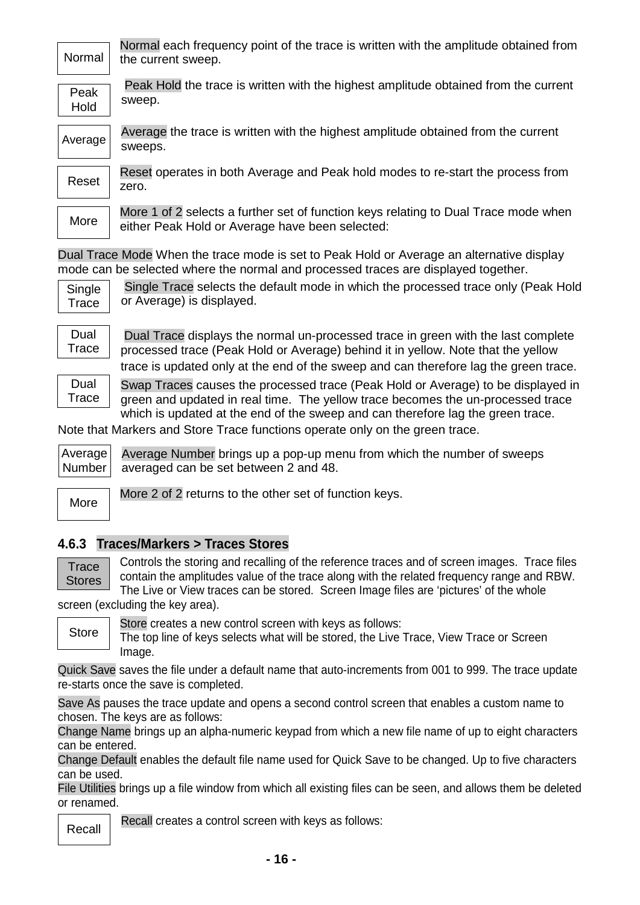**Normal** Normal each frequency point of the trace is written with the amplitude obtained from the current sweep.

**Peak Hold** Peak Hold the trace is written with the highest amplitude obtained from the current sweep.

**Average** Average the trace is written with the highest amplitude obtained from the current sweeps.

**Reset** Reset operates in both Average and Peak hold modes to re-start the process from zero.

**More** More 1 of 2 selects a further set of function keys relating to Dual Trace mode when either Peak Hold or Average have been selected:

Dual Trace Mode When the trace mode is set to Peak Hold or Average an alternative display mode can be selected where the normal and processed traces are displayed together.

**Single Trace** Single Trace selects the default mode in which the processed trace only (Peak Hold or Average) is displayed.

**Dual Trace** Dual Trace displays the normal un-processed trace in green with the last complete processed trace (Peak Hold or Average) behind it in yellow. Note that the yellow trace is updated only at the end of the sweep and can therefore lag the green trace.

**Dual Trace** Swap Traces causes the processed trace (Peak Hold or Average) to be displayed in green and updated in real time. The yellow trace becomes the un-processed trace which is updated at the end of the sweep and can therefore lag the green trace.

Note that Markers and Store Trace functions operate only on the green trace.

**Average Number** Average Number brings up a pop-up menu from which the number of sweeps averaged can be set between 2 and 48.

**More** More 2 of 2 returns to the other set of function keys.

### 4.6.3 Traces/Markers > Traces Stores

**Trace Stores** Controls the storing and recalling of the reference traces and of screen images. Trace files contain the amplitudes value of the trace along with the related frequency range and RBW. The Live or View traces can be stored. Screen Image files are 'pictures' of the whole screen (excluding the key area).

**Store** Store creates a new control screen with keys as follows:
The top line of keys selects what will be stored, the Live Trace, View Trace or Screen Image.

Quick Save saves the file under a default name that auto-increments from 001 to 999. The trace update re-starts once the save is completed.

Save As pauses the trace update and opens a second control screen that enables a custom name to chosen. The keys are as follows:
Change Name brings up an alpha-numeric keypad from which a new file name of up to eight characters can be entered.
Change Default enables the default file name used for Quick Save to be changed. Up to five characters can be used.
File Utilities brings up a file window from which all existing files can be seen, and allows them be deleted or renamed.

**Recall** Recall creates a control screen with keys as follows: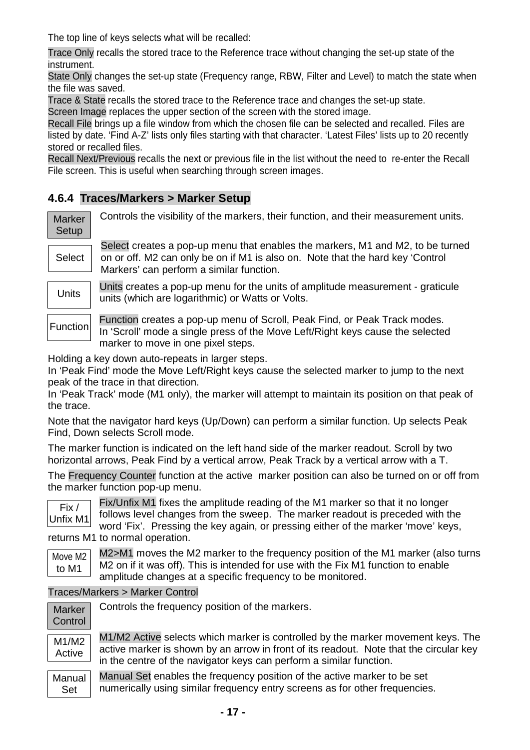The top line of keys selects what will be recalled:

Trace Only recalls the stored trace to the Reference trace without changing the set-up state of the instrument.

State Only changes the set-up state (Frequency range, RBW, Filter and Level) to match the state when the file was saved.

Trace & State recalls the stored trace to the Reference trace and changes the set-up state.

Screen Image replaces the upper section of the screen with the stored image.

Recall File brings up a file window from which the chosen file can be selected and recalled. Files are listed by date. 'Find A-Z' lists only files starting with that character. 'Latest Files' lists up to 20 recently stored or recalled files.

Recall Next/Previous recalls the next or previous file in the list without the need to re-enter the Recall File screen. This is useful when searching through screen images.

### 4.6.4 Traces/Markers > Marker Setup

**Marker Setup** — Controls the visibility of the markers, their function, and their measurement units.

**Select** — Select creates a pop-up menu that enables the markers, M1 and M2, to be turned on or off. M2 can only be on if M1 is also on. Note that the hard key 'Control Markers' can perform a similar function.

**Units** — Units creates a pop-up menu for the units of amplitude measurement - graticule units (which are logarithmic) or Watts or Volts.

**Function** — Function creates a pop-up menu of Scroll, Peak Find, or Peak Track modes. In 'Scroll' mode a single press of the Move Left/Right keys cause the selected marker to move in one pixel steps.

Holding a key down auto-repeats in larger steps.

In 'Peak Find' mode the Move Left/Right keys cause the selected marker to jump to the next peak of the trace in that direction.

In 'Peak Track' mode (M1 only), the marker will attempt to maintain its position on that peak of the trace.

Note that the navigator hard keys (Up/Down) can perform a similar function. Up selects Peak Find, Down selects Scroll mode.

The marker function is indicated on the left hand side of the marker readout. Scroll by two horizontal arrows, Peak Find by a vertical arrow, Peak Track by a vertical arrow with a T.

The Frequency Counter function at the active marker position can also be turned on or off from the marker function pop-up menu.

**Fix / Unfix M1** — Fix/Unfix M1 fixes the amplitude reading of the M1 marker so that it no longer follows level changes from the sweep. The marker readout is preceded with the word 'Fix'. Pressing the key again, or pressing either of the marker 'move' keys, returns M1 to normal operation.

**Move M2 to M1** — M2>M1 moves the M2 marker to the frequency position of the M1 marker (also turns M2 on if it was off). This is intended for use with the Fix M1 function to enable amplitude changes at a specific frequency to be monitored.

Traces/Markers > Marker Control

**Marker Control** — Controls the frequency position of the markers.

**M1/M2 Active** — M1/M2 Active selects which marker is controlled by the marker movement keys. The active marker is shown by an arrow in front of its readout. Note that the circular key in the centre of the navigator keys can perform a similar function.

**Manual Set** — Manual Set enables the frequency position of the active marker to be set numerically using similar frequency entry screens as for other frequencies.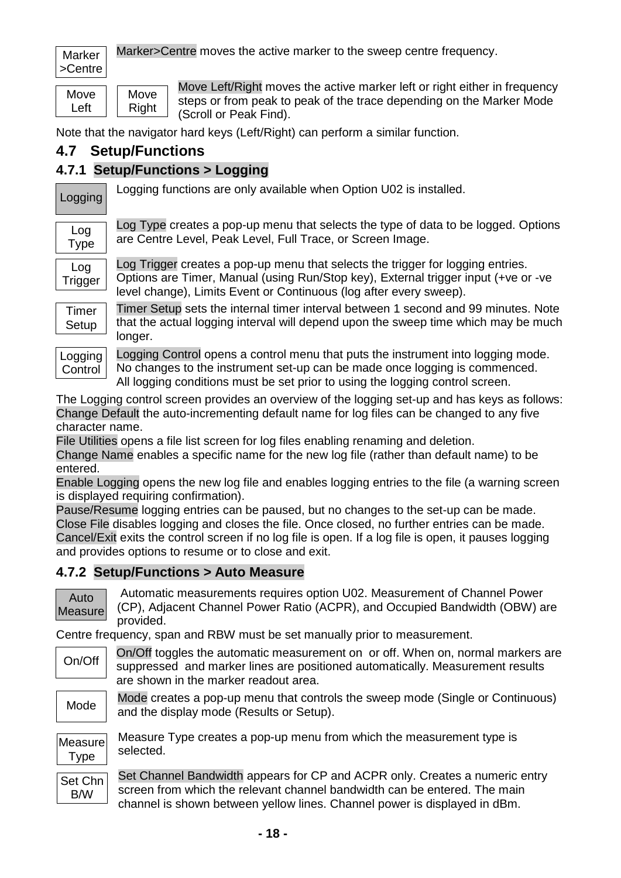**Marker >Centre** Marker>Centre moves the active marker to the sweep centre frequency.

**Move Left** **Move Right** Move Left/Right moves the active marker left or right either in frequency steps or from peak to peak of the trace depending on the Marker Mode (Scroll or Peak Find).

Note that the navigator hard keys (Left/Right) can perform a similar function.

## 4.7 Setup/Functions

### 4.7.1 Setup/Functions > Logging

**Logging** Logging functions are only available when Option U02 is installed.

**Log Type** Log Type creates a pop-up menu that selects the type of data to be logged. Options are Centre Level, Peak Level, Full Trace, or Screen Image.

**Log Trigger** Log Trigger creates a pop-up menu that selects the trigger for logging entries. Options are Timer, Manual (using Run/Stop key), External trigger input (+ve or -ve level change), Limits Event or Continuous (log after every sweep).

**Timer Setup** Timer Setup sets the internal timer interval between 1 second and 99 minutes. Note that the actual logging interval will depend upon the sweep time which may be much longer.

**Logging Control** Logging Control opens a control menu that puts the instrument into logging mode. No changes to the instrument set-up can be made once logging is commenced. All logging conditions must be set prior to using the logging control screen.

The Logging control screen provides an overview of the logging set-up and has keys as follows:
Change Default the auto-incrementing default name for log files can be changed to any five character name.
File Utilities opens a file list screen for log files enabling renaming and deletion.
Change Name enables a specific name for the new log file (rather than default name) to be entered.
Enable Logging opens the new log file and enables logging entries to the file (a warning screen is displayed requiring confirmation).
Pause/Resume logging entries can be paused, but no changes to the set-up can be made.
Close File disables logging and closes the file. Once closed, no further entries can be made.
Cancel/Exit exits the control screen if no log file is open. If a log file is open, it pauses logging and provides options to resume or to close and exit.

### 4.7.2 Setup/Functions > Auto Measure

**Auto Measure** Automatic measurements requires option U02. Measurement of Channel Power (CP), Adjacent Channel Power Ratio (ACPR), and Occupied Bandwidth (OBW) are provided.

Centre frequency, span and RBW must be set manually prior to measurement.

**On/Off** On/Off toggles the automatic measurement on or off. When on, normal markers are suppressed and marker lines are positioned automatically. Measurement results are shown in the marker readout area.

**Mode** Mode creates a pop-up menu that controls the sweep mode (Single or Continuous) and the display mode (Results or Setup).

**Measure Type** Measure Type creates a pop-up menu from which the measurement type is selected.

**Set Chn B/W** Set Channel Bandwidth appears for CP and ACPR only. Creates a numeric entry screen from which the relevant channel bandwidth can be entered. The main channel is shown between yellow lines. Channel power is displayed in dBm.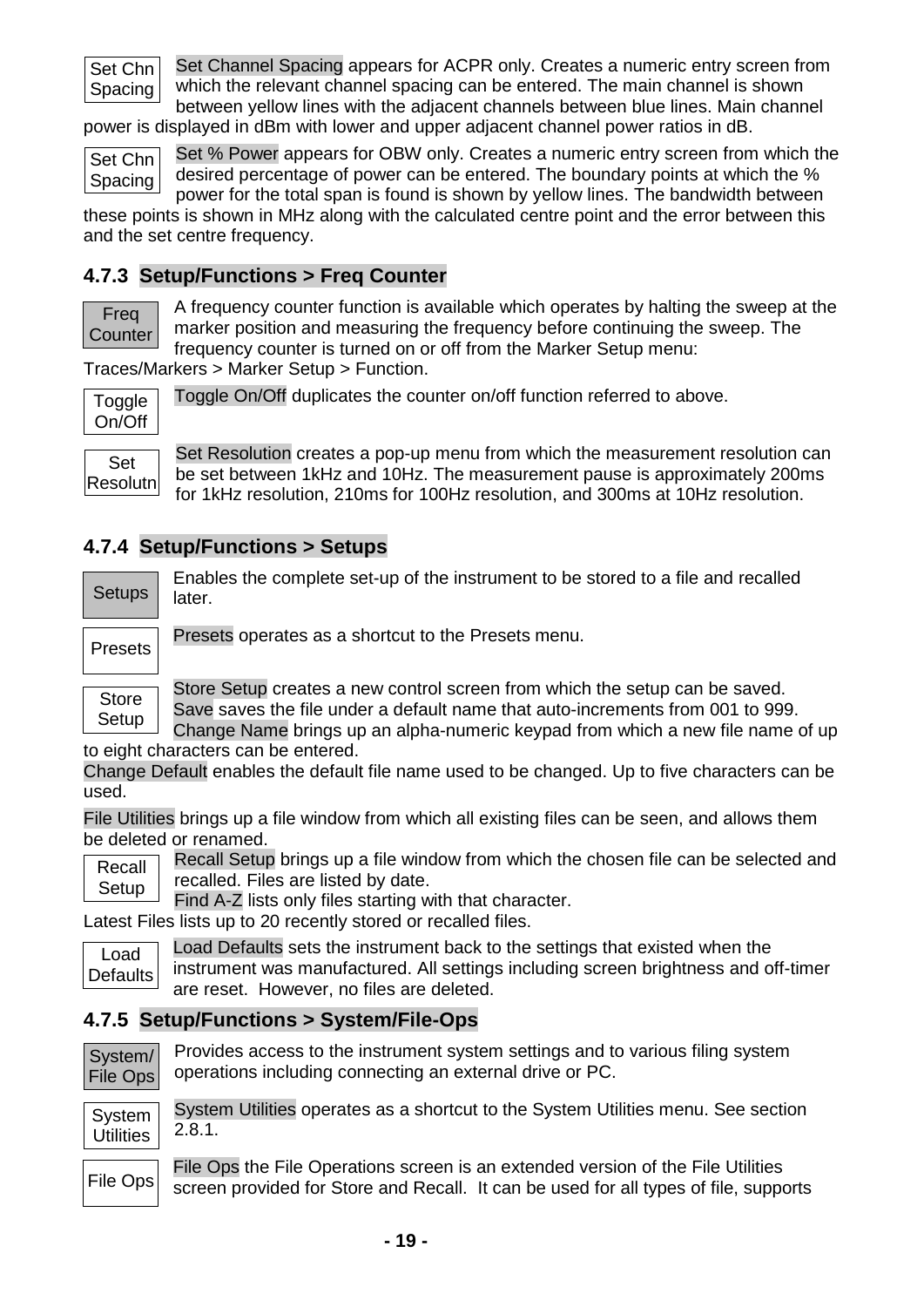**Set Chn Spacing** Set Channel Spacing appears for ACPR only. Creates a numeric entry screen from which the relevant channel spacing can be entered. The main channel is shown between yellow lines with the adjacent channels between blue lines. Main channel power is displayed in dBm with lower and upper adjacent channel power ratios in dB.

**Set Chn Spacing** Set % Power appears for OBW only. Creates a numeric entry screen from which the desired percentage of power can be entered. The boundary points at which the % power for the total span is found is shown by yellow lines. The bandwidth between these points is shown in MHz along with the calculated centre point and the error between this and the set centre frequency.

### 4.7.3 Setup/Functions > Freq Counter

**Freq Counter** A frequency counter function is available which operates by halting the sweep at the marker position and measuring the frequency before continuing the sweep. The frequency counter is turned on or off from the Marker Setup menu: Traces/Markers > Marker Setup > Function.

**Toggle On/Off** Toggle On/Off duplicates the counter on/off function referred to above.

**Set Resolutn** Set Resolution creates a pop-up menu from which the measurement resolution can be set between 1kHz and 10Hz. The measurement pause is approximately 200ms for 1kHz resolution, 210ms for 100Hz resolution, and 300ms at 10Hz resolution.

### 4.7.4 Setup/Functions > Setups

**Setups** Enables the complete set-up of the instrument to be stored to a file and recalled later.

**Presets** Presets operates as a shortcut to the Presets menu.

**Store Setup** Store Setup creates a new control screen from which the setup can be saved. Save saves the file under a default name that auto-increments from 001 to 999. Change Name brings up an alpha-numeric keypad from which a new file name of up to eight characters can be entered.

Change Default enables the default file name used to be changed. Up to five characters can be used.

File Utilities brings up a file window from which all existing files can be seen, and allows them be deleted or renamed.

**Recall Setup** Recall Setup brings up a file window from which the chosen file can be selected and recalled. Files are listed by date.

Find A-Z lists only files starting with that character.

Latest Files lists up to 20 recently stored or recalled files.

**Load Defaults** Load Defaults sets the instrument back to the settings that existed when the instrument was manufactured. All settings including screen brightness and off-timer are reset. However, no files are deleted.

### 4.7.5 Setup/Functions > System/File-Ops

**System/ File Ops** Provides access to the instrument system settings and to various filing system operations including connecting an external drive or PC.

**System Utilities** System Utilities operates as a shortcut to the System Utilities menu. See section 2.8.1.

**File Ops** File Ops the File Operations screen is an extended version of the File Utilities screen provided for Store and Recall. It can be used for all types of file, supports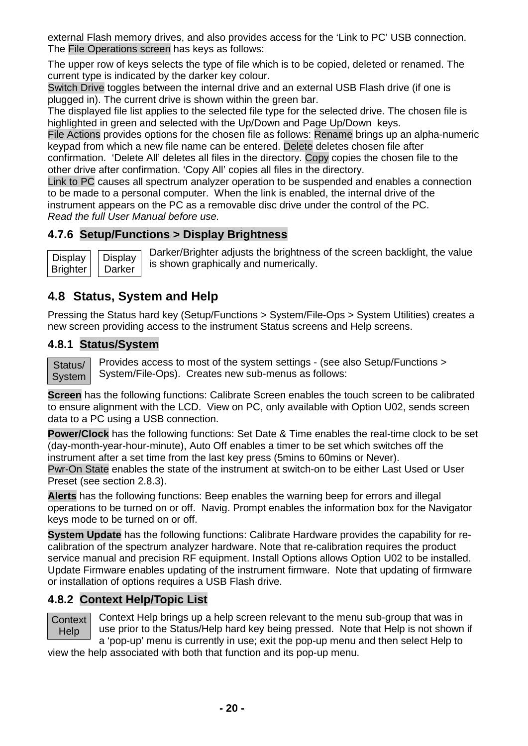external Flash memory drives, and also provides access for the 'Link to PC' USB connection. The File Operations screen has keys as follows:

The upper row of keys selects the type of file which is to be copied, deleted or renamed. The current type is indicated by the darker key colour.

Switch Drive toggles between the internal drive and an external USB Flash drive (if one is plugged in). The current drive is shown within the green bar.

The displayed file list applies to the selected file type for the selected drive. The chosen file is highlighted in green and selected with the Up/Down and Page Up/Down keys.

File Actions provides options for the chosen file as follows: Rename brings up an alpha-numeric keypad from which a new file name can be entered. Delete deletes chosen file after confirmation. 'Delete All' deletes all files in the directory. Copy copies the chosen file to the other drive after confirmation. 'Copy All' copies all files in the directory.

Link to PC causes all spectrum analyzer operation to be suspended and enables a connection to be made to a personal computer. When the link is enabled, the internal drive of the instrument appears on the PC as a removable disc drive under the control of the PC.

*Read the full User Manual before use.*

### 4.7.6 Setup/Functions > Display Brightness

Display Brighter | Display Darker

Darker/Brighter adjusts the brightness of the screen backlight, the value is shown graphically and numerically.

## 4.8 Status, System and Help

Pressing the Status hard key (Setup/Functions > System/File-Ops > System Utilities) creates a new screen providing access to the instrument Status screens and Help screens.

### 4.8.1 Status/System

Status/ System

Provides access to most of the system settings - (see also Setup/Functions > System/File-Ops). Creates new sub-menus as follows:

**Screen** has the following functions: Calibrate Screen enables the touch screen to be calibrated to ensure alignment with the LCD. View on PC, only available with Option U02, sends screen data to a PC using a USB connection.

**Power/Clock** has the following functions: Set Date & Time enables the real-time clock to be set (day-month-year-hour-minute), Auto Off enables a timer to be set which switches off the instrument after a set time from the last key press (5mins to 60mins or Never).

Pwr-On State enables the state of the instrument at switch-on to be either Last Used or User Preset (see section 2.8.3).

**Alerts** has the following functions: Beep enables the warning beep for errors and illegal operations to be turned on or off. Navig. Prompt enables the information box for the Navigator keys mode to be turned on or off.

**System Update** has the following functions: Calibrate Hardware provides the capability for re-calibration of the spectrum analyzer hardware. Note that re-calibration requires the product service manual and precision RF equipment. Install Options allows Option U02 to be installed. Update Firmware enables updating of the instrument firmware. Note that updating of firmware or installation of options requires a USB Flash drive.

### 4.8.2 Context Help/Topic List

Context Help

Context Help brings up a help screen relevant to the menu sub-group that was in use prior to the Status/Help hard key being pressed. Note that Help is not shown if a 'pop-up' menu is currently in use; exit the pop-up menu and then select Help to view the help associated with both that function and its pop-up menu.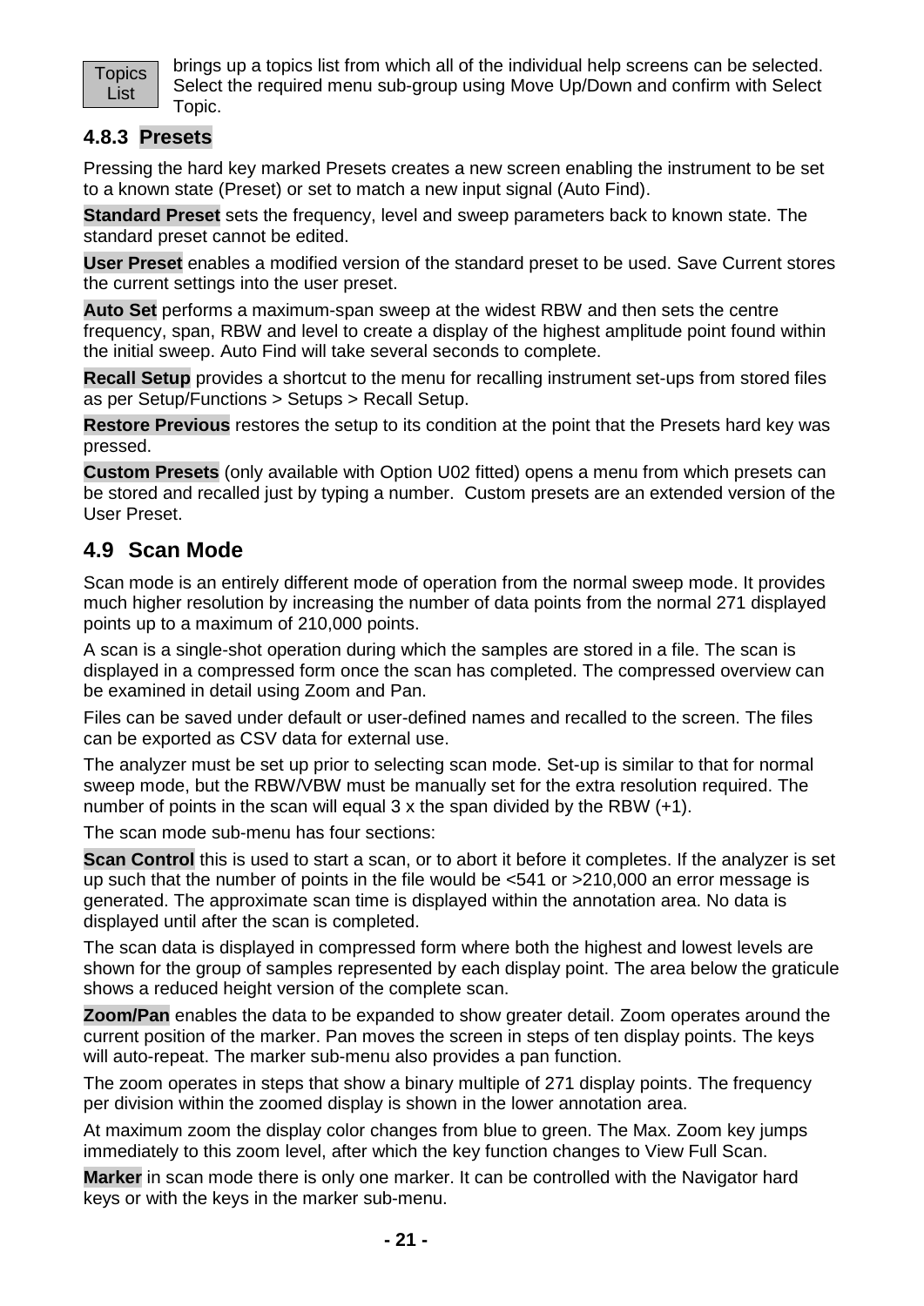**Topics List** brings up a topics list from which all of the individual help screens can be selected. Select the required menu sub-group using Move Up/Down and confirm with Select Topic.

### 4.8.3 Presets

Pressing the hard key marked Presets creates a new screen enabling the instrument to be set to a known state (Preset) or set to match a new input signal (Auto Find).

**Standard Preset** sets the frequency, level and sweep parameters back to known state. The standard preset cannot be edited.

**User Preset** enables a modified version of the standard preset to be used. Save Current stores the current settings into the user preset.

**Auto Set** performs a maximum-span sweep at the widest RBW and then sets the centre frequency, span, RBW and level to create a display of the highest amplitude point found within the initial sweep. Auto Find will take several seconds to complete.

**Recall Setup** provides a shortcut to the menu for recalling instrument set-ups from stored files as per Setup/Functions > Setups > Recall Setup.

**Restore Previous** restores the setup to its condition at the point that the Presets hard key was pressed.

**Custom Presets** (only available with Option U02 fitted) opens a menu from which presets can be stored and recalled just by typing a number. Custom presets are an extended version of the User Preset.

## 4.9 Scan Mode

Scan mode is an entirely different mode of operation from the normal sweep mode. It provides much higher resolution by increasing the number of data points from the normal 271 displayed points up to a maximum of 210,000 points.

A scan is a single-shot operation during which the samples are stored in a file. The scan is displayed in a compressed form once the scan has completed. The compressed overview can be examined in detail using Zoom and Pan.

Files can be saved under default or user-defined names and recalled to the screen. The files can be exported as CSV data for external use.

The analyzer must be set up prior to selecting scan mode. Set-up is similar to that for normal sweep mode, but the RBW/VBW must be manually set for the extra resolution required. The number of points in the scan will equal 3 x the span divided by the RBW (+1).

The scan mode sub-menu has four sections:

**Scan Control** this is used to start a scan, or to abort it before it completes. If the analyzer is set up such that the number of points in the file would be <541 or >210,000 an error message is generated. The approximate scan time is displayed within the annotation area. No data is displayed until after the scan is completed.

The scan data is displayed in compressed form where both the highest and lowest levels are shown for the group of samples represented by each display point. The area below the graticule shows a reduced height version of the complete scan.

**Zoom/Pan** enables the data to be expanded to show greater detail. Zoom operates around the current position of the marker. Pan moves the screen in steps of ten display points. The keys will auto-repeat. The marker sub-menu also provides a pan function.

The zoom operates in steps that show a binary multiple of 271 display points. The frequency per division within the zoomed display is shown in the lower annotation area.

At maximum zoom the display color changes from blue to green. The Max. Zoom key jumps immediately to this zoom level, after which the key function changes to View Full Scan.

**Marker** in scan mode there is only one marker. It can be controlled with the Navigator hard keys or with the keys in the marker sub-menu.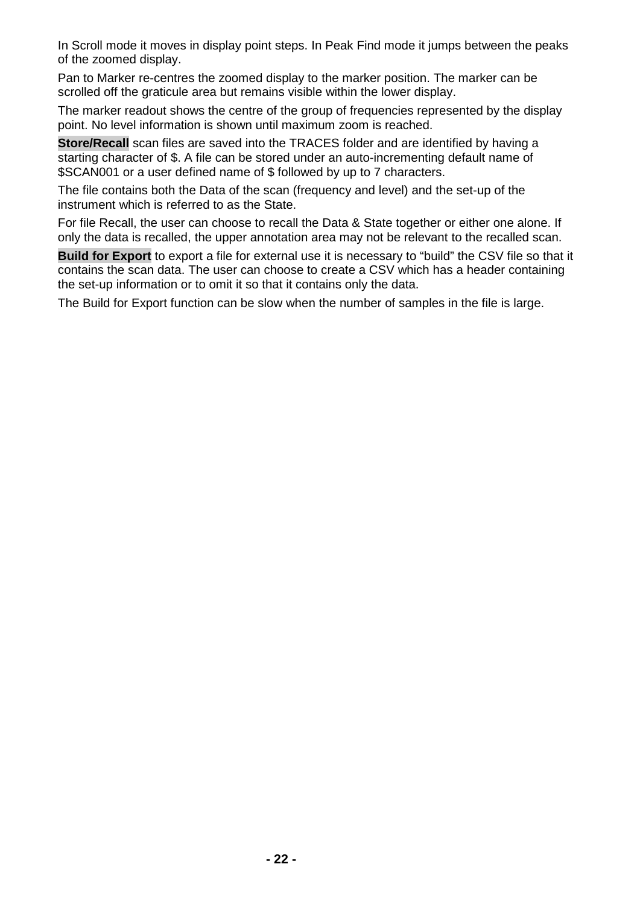In Scroll mode it moves in display point steps. In Peak Find mode it jumps between the peaks of the zoomed display.

Pan to Marker re-centres the zoomed display to the marker position. The marker can be scrolled off the graticule area but remains visible within the lower display.

The marker readout shows the centre of the group of frequencies represented by the display point. No level information is shown until maximum zoom is reached.

**Store/Recall** scan files are saved into the TRACES folder and are identified by having a starting character of $. A file can be stored under an auto-incrementing default name of $SCAN001 or a user defined name of $ followed by up to 7 characters.

The file contains both the Data of the scan (frequency and level) and the set-up of the instrument which is referred to as the State.

For file Recall, the user can choose to recall the Data & State together or either one alone. If only the data is recalled, the upper annotation area may not be relevant to the recalled scan.

**Build for Export** to export a file for external use it is necessary to “build” the CSV file so that it contains the scan data. The user can choose to create a CSV which has a header containing the set-up information or to omit it so that it contains only the data.

The Build for Export function can be slow when the number of samples in the file is large.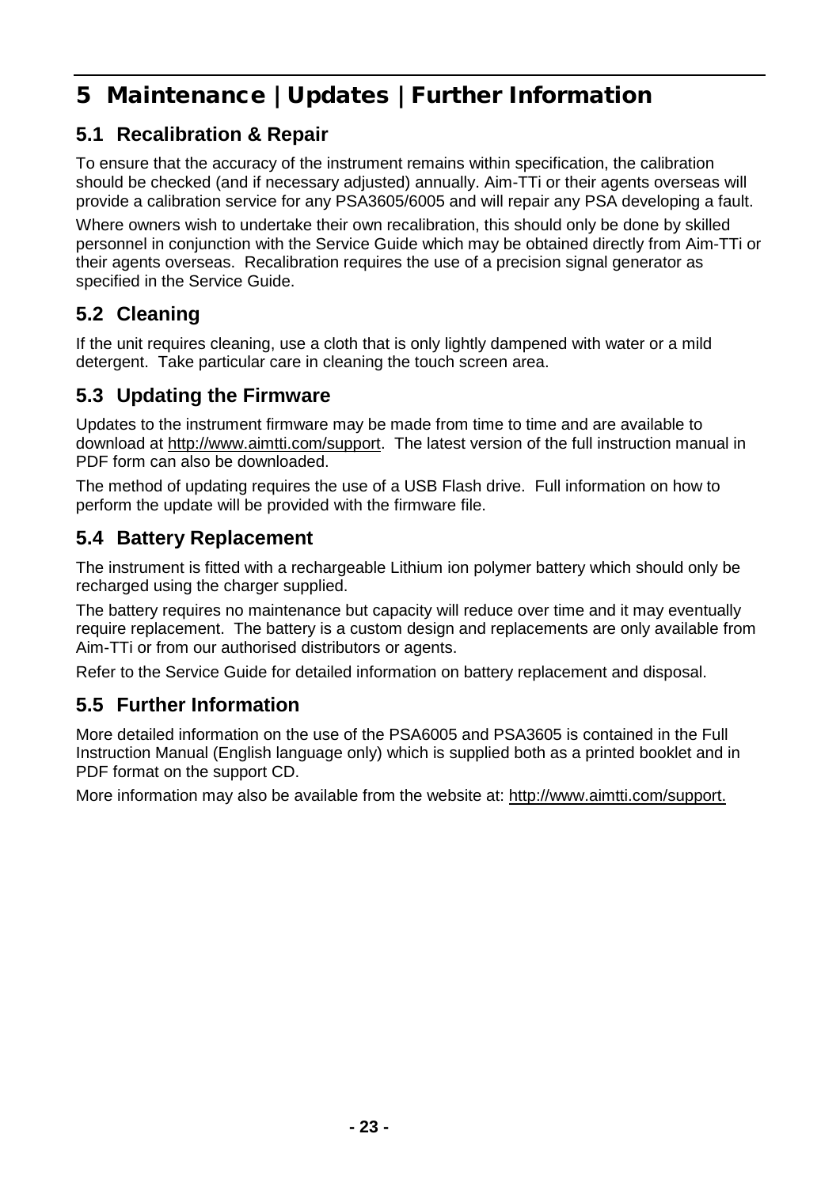# 5 Maintenance | Updates | Further Information

## 5.1 Recalibration & Repair

To ensure that the accuracy of the instrument remains within specification, the calibration should be checked (and if necessary adjusted) annually. Aim-TTi or their agents overseas will provide a calibration service for any PSA3605/6005 and will repair any PSA developing a fault.

Where owners wish to undertake their own recalibration, this should only be done by skilled personnel in conjunction with the Service Guide which may be obtained directly from Aim-TTi or their agents overseas. Recalibration requires the use of a precision signal generator as specified in the Service Guide.

## 5.2 Cleaning

If the unit requires cleaning, use a cloth that is only lightly dampened with water or a mild detergent. Take particular care in cleaning the touch screen area.

## 5.3 Updating the Firmware

Updates to the instrument firmware may be made from time to time and are available to download at http://www.aimtti.com/support. The latest version of the full instruction manual in PDF form can also be downloaded.

The method of updating requires the use of a USB Flash drive. Full information on how to perform the update will be provided with the firmware file.

## 5.4 Battery Replacement

The instrument is fitted with a rechargeable Lithium ion polymer battery which should only be recharged using the charger supplied.

The battery requires no maintenance but capacity will reduce over time and it may eventually require replacement. The battery is a custom design and replacements are only available from Aim-TTi or from our authorised distributors or agents.

Refer to the Service Guide for detailed information on battery replacement and disposal.

## 5.5 Further Information

More detailed information on the use of the PSA6005 and PSA3605 is contained in the Full Instruction Manual (English language only) which is supplied both as a printed booklet and in PDF format on the support CD.

More information may also be available from the website at: http://www.aimtti.com/support.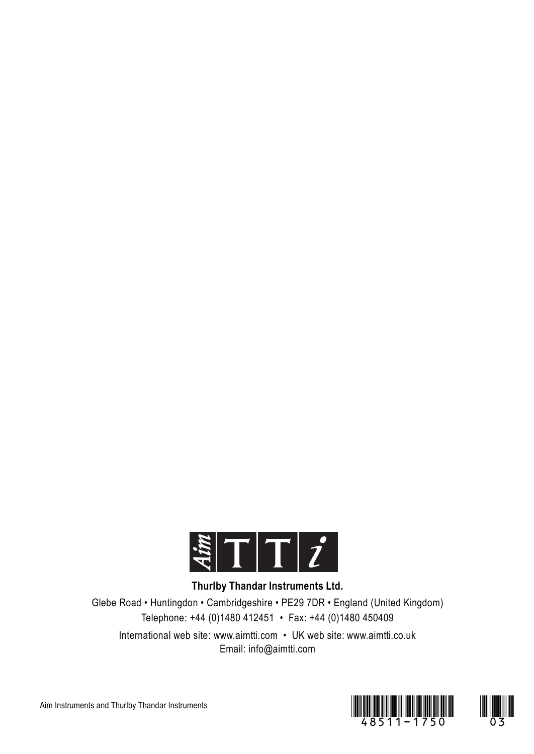Aim TTi

**Thurlby Thandar Instruments Ltd.**

Glebe Road • Huntingdon • Cambridgeshire • PE29 7DR • England (United Kingdom)
Telephone: +44 (0)1480 412451 • Fax: +44 (0)1480 450409

International web site: www.aimtti.com • UK web site: www.aimtti.co.uk
Email: info@aimtti.com

Aim Instruments and Thurlby Thandar Instruments

48511-1750 03